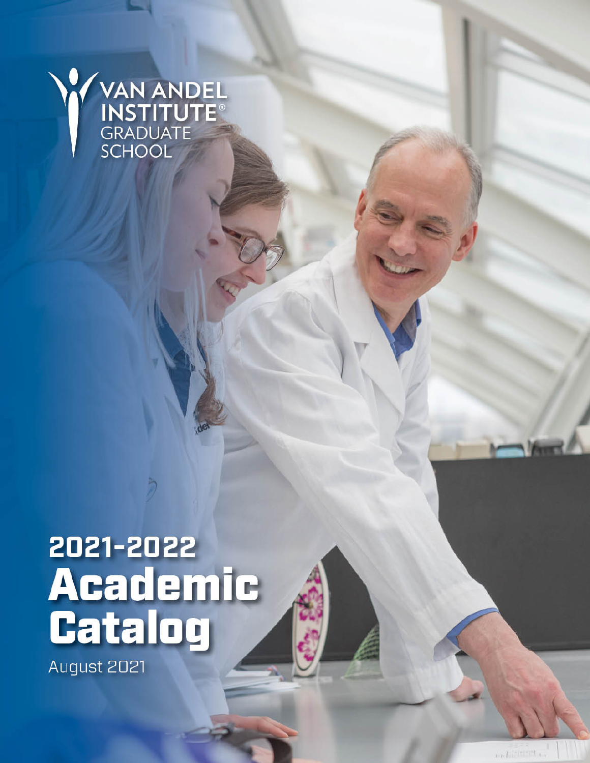VAN ANDEL INSTITUTE® GRADUATE SCHOOL

# 2021-2022 Academic Catalog

August 2021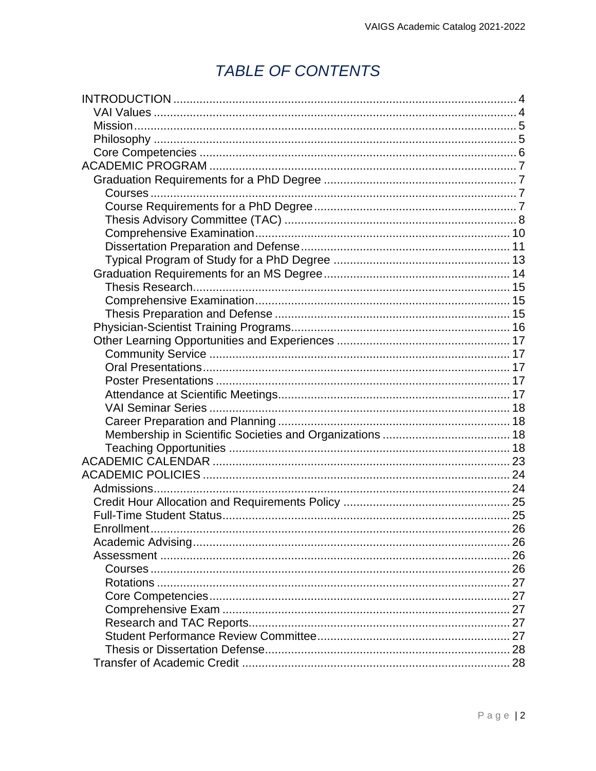# TABLE OF CONTENTS

- INTRODUCTION .......... 4
  - VAI Values .......... 4
  - Mission .......... 5
  - Philosophy .......... 5
  - Core Competencies .......... 6
- ACADEMIC PROGRAM .......... 7
  - Graduation Requirements for a PhD Degree .......... 7
    - Courses .......... 7
    - Course Requirements for a PhD Degree .......... 7
    - Thesis Advisory Committee (TAC) .......... 8
    - Comprehensive Examination .......... 10
    - Dissertation Preparation and Defense .......... 11
    - Typical Program of Study for a PhD Degree .......... 13
  - Graduation Requirements for an MS Degree .......... 14
    - Thesis Research .......... 15
    - Comprehensive Examination .......... 15
    - Thesis Preparation and Defense .......... 15
  - Physician-Scientist Training Programs .......... 16
  - Other Learning Opportunities and Experiences .......... 17
    - Community Service .......... 17
    - Oral Presentations .......... 17
    - Poster Presentations .......... 17
    - Attendance at Scientific Meetings .......... 17
    - VAI Seminar Series .......... 18
    - Career Preparation and Planning .......... 18
    - Membership in Scientific Societies and Organizations .......... 18
    - Teaching Opportunities .......... 18
- ACADEMIC CALENDAR .......... 23
- ACADEMIC POLICIES .......... 24
  - Admissions .......... 24
  - Credit Hour Allocation and Requirements Policy .......... 25
  - Full-Time Student Status .......... 25
  - Enrollment .......... 26
  - Academic Advising .......... 26
  - Assessment .......... 26
    - Courses .......... 26
    - Rotations .......... 27
    - Core Competencies .......... 27
    - Comprehensive Exam .......... 27
    - Research and TAC Reports .......... 27
    - Student Performance Review Committee .......... 27
    - Thesis or Dissertation Defense .......... 28
  - Transfer of Academic Credit .......... 28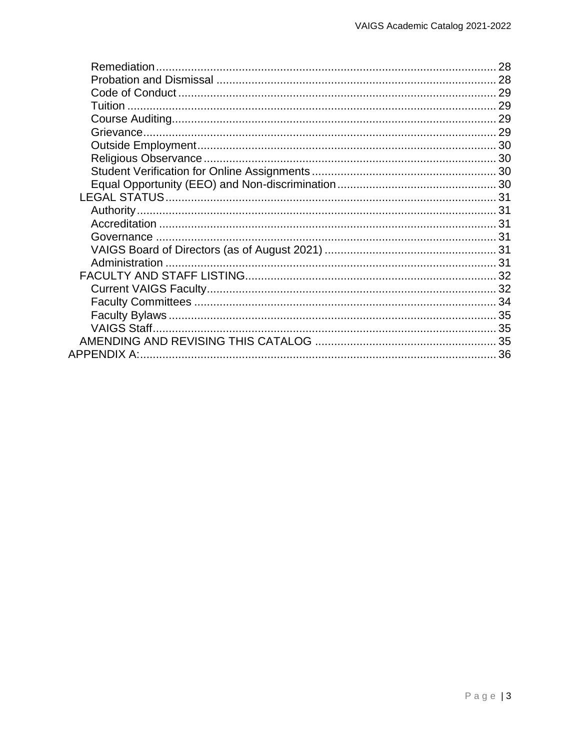- Remediation ........................................................................................................ 28
- Probation and Dismissal ...................................................................................... 28
- Code of Conduct .................................................................................................. 29
- Tuition ................................................................................................................. 29
- Course Auditing.................................................................................................... 29
- Grievance............................................................................................................. 29
- Outside Employment............................................................................................ 30
- Religious Observance .......................................................................................... 30
- Student Verification for Online Assignments ......................................................... 30
- Equal Opportunity (EEO) and Non-discrimination ................................................. 30

LEGAL STATUS ....................................................................................................... 31

- Authority .............................................................................................................. 31
- Accreditation ........................................................................................................ 31
- Governance ......................................................................................................... 31
- VAIGS Board of Directors (as of August 2021) ..................................................... 31
- Administration ...................................................................................................... 31

FACULTY AND STAFF LISTING............................................................................... 32

- Current VAIGS Faculty......................................................................................... 32
- Faculty Committees ............................................................................................. 34
- Faculty Bylaws .................................................................................................... 35
- VAIGS Staff.......................................................................................................... 35

AMENDING AND REVISING THIS CATALOG ........................................................ 35

APPENDIX A:............................................................................................................... 36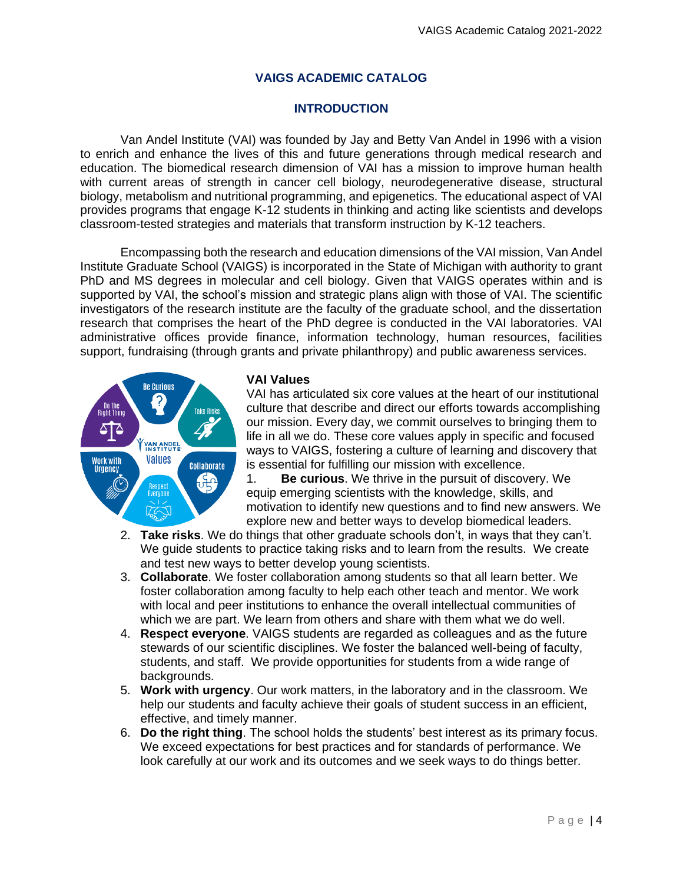# VAIGS ACADEMIC CATALOG

## INTRODUCTION

Van Andel Institute (VAI) was founded by Jay and Betty Van Andel in 1996 with a vision to enrich and enhance the lives of this and future generations through medical research and education. The biomedical research dimension of VAI has a mission to improve human health with current areas of strength in cancer cell biology, neurodegenerative disease, structural biology, metabolism and nutritional programming, and epigenetics. The educational aspect of VAI provides programs that engage K-12 students in thinking and acting like scientists and develops classroom-tested strategies and materials that transform instruction by K-12 teachers.

Encompassing both the research and education dimensions of the VAI mission, Van Andel Institute Graduate School (VAIGS) is incorporated in the State of Michigan with authority to grant PhD and MS degrees in molecular and cell biology. Given that VAIGS operates within and is supported by VAI, the school's mission and strategic plans align with those of VAI. The scientific investigators of the research institute are the faculty of the graduate school, and the dissertation research that comprises the heart of the PhD degree is conducted in the VAI laboratories. VAI administrative offices provide finance, information technology, human resources, facilities support, fundraising (through grants and private philanthropy) and public awareness services.

### VAI Values

VAI has articulated six core values at the heart of our institutional culture that describe and direct our efforts towards accomplishing our mission. Every day, we commit ourselves to bringing them to life in all we do. These core values apply in specific and focused ways to VAIGS, fostering a culture of learning and discovery that is essential for fulfilling our mission with excellence.

1. **Be curious**. We thrive in the pursuit of discovery. We equip emerging scientists with the knowledge, skills, and motivation to identify new questions and to find new answers. We explore new and better ways to develop biomedical leaders.
2. **Take risks**. We do things that other graduate schools don't, in ways that they can't. We guide students to practice taking risks and to learn from the results. We create and test new ways to better develop young scientists.
3. **Collaborate**. We foster collaboration among students so that all learn better. We foster collaboration among faculty to help each other teach and mentor. We work with local and peer institutions to enhance the overall intellectual communities of which we are part. We learn from others and share with them what we do well.
4. **Respect everyone**. VAIGS students are regarded as colleagues and as the future stewards of our scientific disciplines. We foster the balanced well-being of faculty, students, and staff. We provide opportunities for students from a wide range of backgrounds.
5. **Work with urgency**. Our work matters, in the laboratory and in the classroom. We help our students and faculty achieve their goals of student success in an efficient, effective, and timely manner.
6. **Do the right thing**. The school holds the students' best interest as its primary focus. We exceed expectations for best practices and for standards of performance. We look carefully at our work and its outcomes and we seek ways to do things better.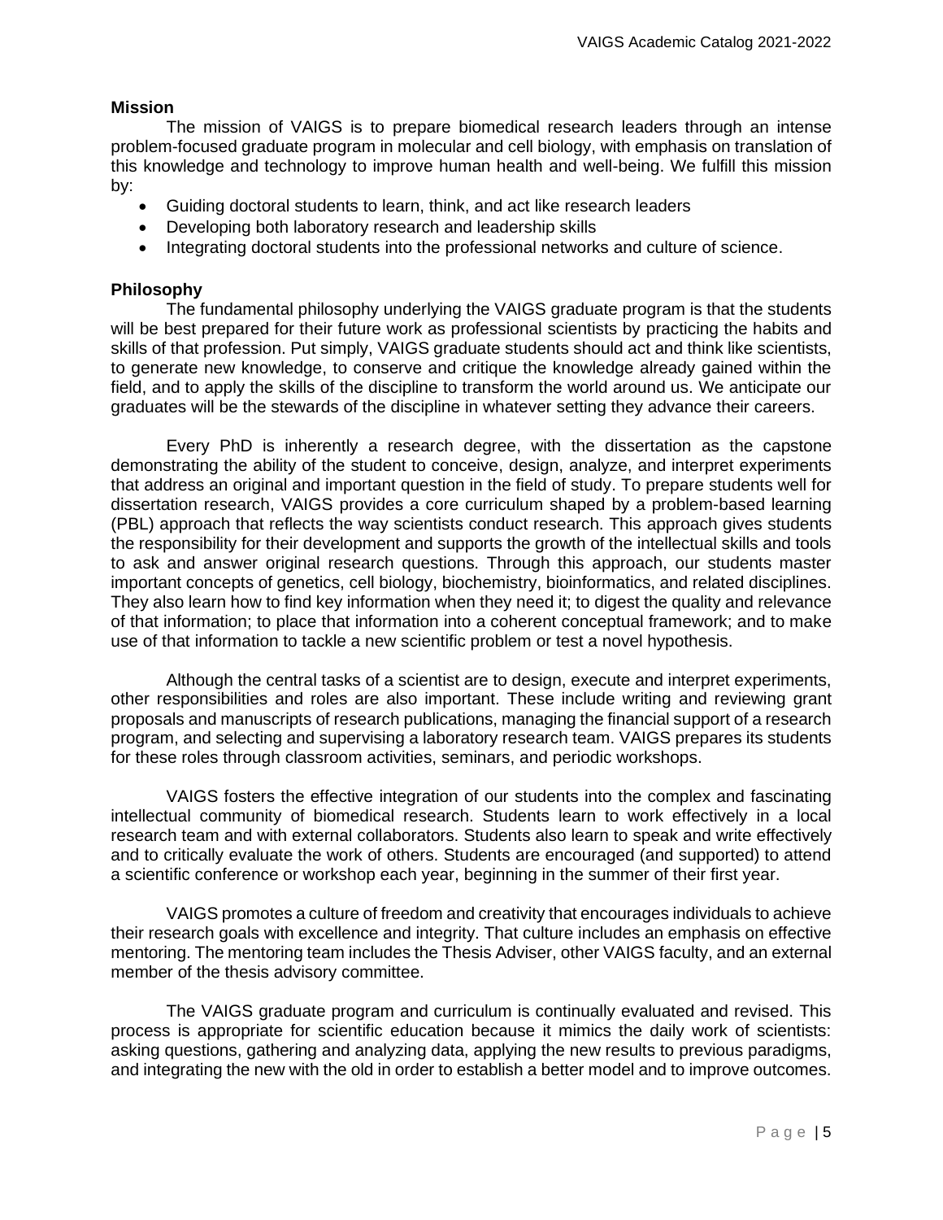## Mission

The mission of VAIGS is to prepare biomedical research leaders through an intense problem-focused graduate program in molecular and cell biology, with emphasis on translation of this knowledge and technology to improve human health and well-being. We fulfill this mission by:

- Guiding doctoral students to learn, think, and act like research leaders
- Developing both laboratory research and leadership skills
- Integrating doctoral students into the professional networks and culture of science.

## Philosophy

The fundamental philosophy underlying the VAIGS graduate program is that the students will be best prepared for their future work as professional scientists by practicing the habits and skills of that profession. Put simply, VAIGS graduate students should act and think like scientists, to generate new knowledge, to conserve and critique the knowledge already gained within the field, and to apply the skills of the discipline to transform the world around us. We anticipate our graduates will be the stewards of the discipline in whatever setting they advance their careers.

Every PhD is inherently a research degree, with the dissertation as the capstone demonstrating the ability of the student to conceive, design, analyze, and interpret experiments that address an original and important question in the field of study. To prepare students well for dissertation research, VAIGS provides a core curriculum shaped by a problem-based learning (PBL) approach that reflects the way scientists conduct research. This approach gives students the responsibility for their development and supports the growth of the intellectual skills and tools to ask and answer original research questions. Through this approach, our students master important concepts of genetics, cell biology, biochemistry, bioinformatics, and related disciplines. They also learn how to find key information when they need it; to digest the quality and relevance of that information; to place that information into a coherent conceptual framework; and to make use of that information to tackle a new scientific problem or test a novel hypothesis.

Although the central tasks of a scientist are to design, execute and interpret experiments, other responsibilities and roles are also important. These include writing and reviewing grant proposals and manuscripts of research publications, managing the financial support of a research program, and selecting and supervising a laboratory research team. VAIGS prepares its students for these roles through classroom activities, seminars, and periodic workshops.

VAIGS fosters the effective integration of our students into the complex and fascinating intellectual community of biomedical research. Students learn to work effectively in a local research team and with external collaborators. Students also learn to speak and write effectively and to critically evaluate the work of others. Students are encouraged (and supported) to attend a scientific conference or workshop each year, beginning in the summer of their first year.

VAIGS promotes a culture of freedom and creativity that encourages individuals to achieve their research goals with excellence and integrity. That culture includes an emphasis on effective mentoring. The mentoring team includes the Thesis Adviser, other VAIGS faculty, and an external member of the thesis advisory committee.

The VAIGS graduate program and curriculum is continually evaluated and revised. This process is appropriate for scientific education because it mimics the daily work of scientists: asking questions, gathering and analyzing data, applying the new results to previous paradigms, and integrating the new with the old in order to establish a better model and to improve outcomes.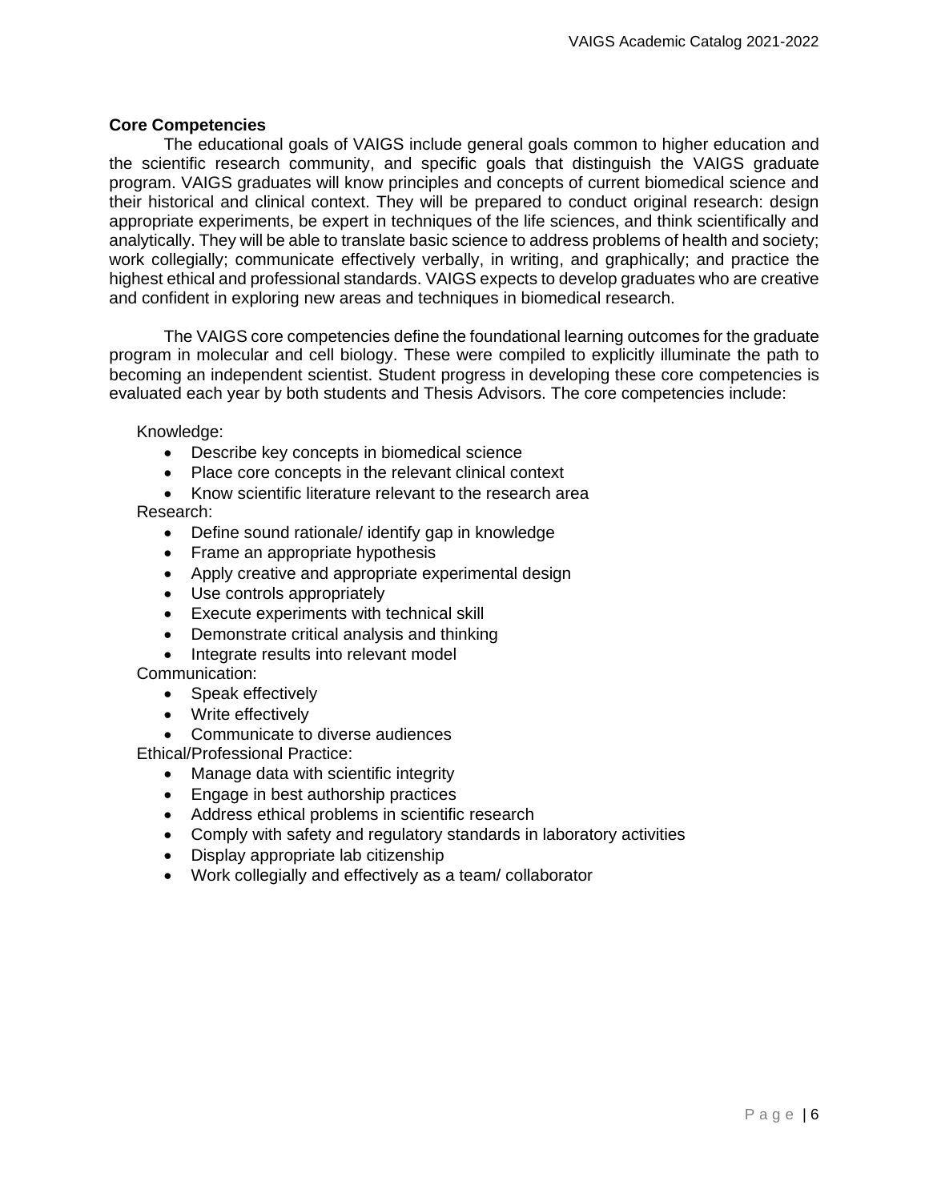**Core Competencies**

The educational goals of VAIGS include general goals common to higher education and the scientific research community, and specific goals that distinguish the VAIGS graduate program. VAIGS graduates will know principles and concepts of current biomedical science and their historical and clinical context. They will be prepared to conduct original research: design appropriate experiments, be expert in techniques of the life sciences, and think scientifically and analytically. They will be able to translate basic science to address problems of health and society; work collegially; communicate effectively verbally, in writing, and graphically; and practice the highest ethical and professional standards. VAIGS expects to develop graduates who are creative and confident in exploring new areas and techniques in biomedical research.

The VAIGS core competencies define the foundational learning outcomes for the graduate program in molecular and cell biology. These were compiled to explicitly illuminate the path to becoming an independent scientist. Student progress in developing these core competencies is evaluated each year by both students and Thesis Advisors. The core competencies include:

Knowledge:

- Describe key concepts in biomedical science
- Place core concepts in the relevant clinical context
- Know scientific literature relevant to the research area

Research:

- Define sound rationale/ identify gap in knowledge
- Frame an appropriate hypothesis
- Apply creative and appropriate experimental design
- Use controls appropriately
- Execute experiments with technical skill
- Demonstrate critical analysis and thinking
- Integrate results into relevant model

Communication:

- Speak effectively
- Write effectively
- Communicate to diverse audiences

Ethical/Professional Practice:

- Manage data with scientific integrity
- Engage in best authorship practices
- Address ethical problems in scientific research
- Comply with safety and regulatory standards in laboratory activities
- Display appropriate lab citizenship
- Work collegially and effectively as a team/ collaborator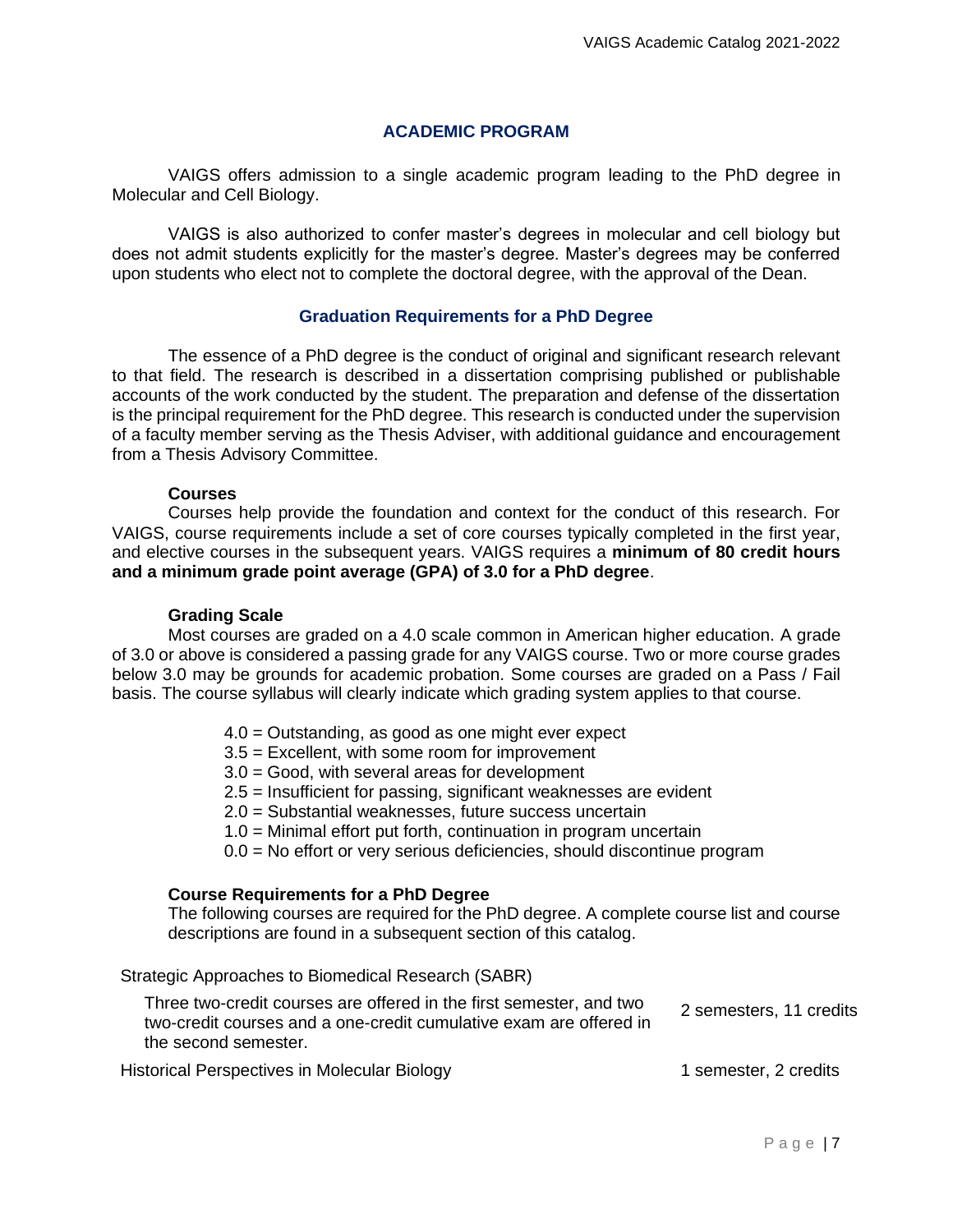## ACADEMIC PROGRAM

VAIGS offers admission to a single academic program leading to the PhD degree in Molecular and Cell Biology.

VAIGS is also authorized to confer master's degrees in molecular and cell biology but does not admit students explicitly for the master's degree. Master's degrees may be conferred upon students who elect not to complete the doctoral degree, with the approval of the Dean.

### Graduation Requirements for a PhD Degree

The essence of a PhD degree is the conduct of original and significant research relevant to that field. The research is described in a dissertation comprising published or publishable accounts of the work conducted by the student. The preparation and defense of the dissertation is the principal requirement for the PhD degree. This research is conducted under the supervision of a faculty member serving as the Thesis Adviser, with additional guidance and encouragement from a Thesis Advisory Committee.

**Courses**

Courses help provide the foundation and context for the conduct of this research. For VAIGS, course requirements include a set of core courses typically completed in the first year, and elective courses in the subsequent years. VAIGS requires a **minimum of 80 credit hours and a minimum grade point average (GPA) of 3.0 for a PhD degree**.

**Grading Scale**

Most courses are graded on a 4.0 scale common in American higher education. A grade of 3.0 or above is considered a passing grade for any VAIGS course. Two or more course grades below 3.0 may be grounds for academic probation. Some courses are graded on a Pass / Fail basis. The course syllabus will clearly indicate which grading system applies to that course.

- 4.0 = Outstanding, as good as one might ever expect
- 3.5 = Excellent, with some room for improvement
- 3.0 = Good, with several areas for development
- 2.5 = Insufficient for passing, significant weaknesses are evident
- 2.0 = Substantial weaknesses, future success uncertain
- 1.0 = Minimal effort put forth, continuation in program uncertain
- 0.0 = No effort or very serious deficiencies, should discontinue program

**Course Requirements for a PhD Degree**

The following courses are required for the PhD degree. A complete course list and course descriptions are found in a subsequent section of this catalog.

| Course | Duration / Credits |
| --- | --- |
| Strategic Approaches to Biomedical Research (SABR) | |
| Three two-credit courses are offered in the first semester, and two two-credit courses and a one-credit cumulative exam are offered in the second semester. | 2 semesters, 11 credits |
| Historical Perspectives in Molecular Biology | 1 semester, 2 credits |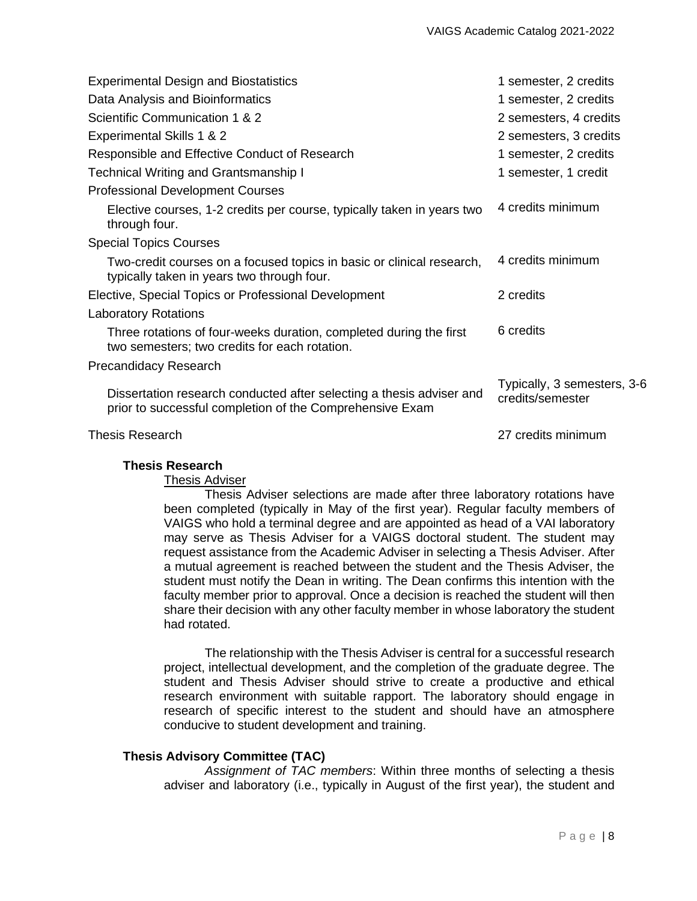| Course | Requirement |
| --- | --- |
| Experimental Design and Biostatistics | 1 semester, 2 credits |
| Data Analysis and Bioinformatics | 1 semester, 2 credits |
| Scientific Communication 1 & 2 | 2 semesters, 4 credits |
| Experimental Skills 1 & 2 | 2 semesters, 3 credits |
| Responsible and Effective Conduct of Research | 1 semester, 2 credits |
| Technical Writing and Grantsmanship I | 1 semester, 1 credit |
| Professional Development Courses | |
| Elective courses, 1-2 credits per course, typically taken in years two through four. | 4 credits minimum |
| Special Topics Courses | |
| Two-credit courses on a focused topics in basic or clinical research, typically taken in years two through four. | 4 credits minimum |
| Elective, Special Topics or Professional Development | 2 credits |
| Laboratory Rotations | |
| Three rotations of four-weeks duration, completed during the first two semesters; two credits for each rotation. | 6 credits |
| Precandidacy Research | |
| Dissertation research conducted after selecting a thesis adviser and prior to successful completion of the Comprehensive Exam | Typically, 3 semesters, 3-6 credits/semester |
| Thesis Research | 27 credits minimum |

### Thesis Research

Thesis Adviser

Thesis Adviser selections are made after three laboratory rotations have been completed (typically in May of the first year). Regular faculty members of VAIGS who hold a terminal degree and are appointed as head of a VAI laboratory may serve as Thesis Adviser for a VAIGS doctoral student. The student may request assistance from the Academic Adviser in selecting a Thesis Adviser. After a mutual agreement is reached between the student and the Thesis Adviser, the student must notify the Dean in writing. The Dean confirms this intention with the faculty member prior to approval. Once a decision is reached the student will then share their decision with any other faculty member in whose laboratory the student had rotated.

The relationship with the Thesis Adviser is central for a successful research project, intellectual development, and the completion of the graduate degree. The student and Thesis Adviser should strive to create a productive and ethical research environment with suitable rapport. The laboratory should engage in research of specific interest to the student and should have an atmosphere conducive to student development and training.

### Thesis Advisory Committee (TAC)

*Assignment of TAC members*: Within three months of selecting a thesis adviser and laboratory (i.e., typically in August of the first year), the student and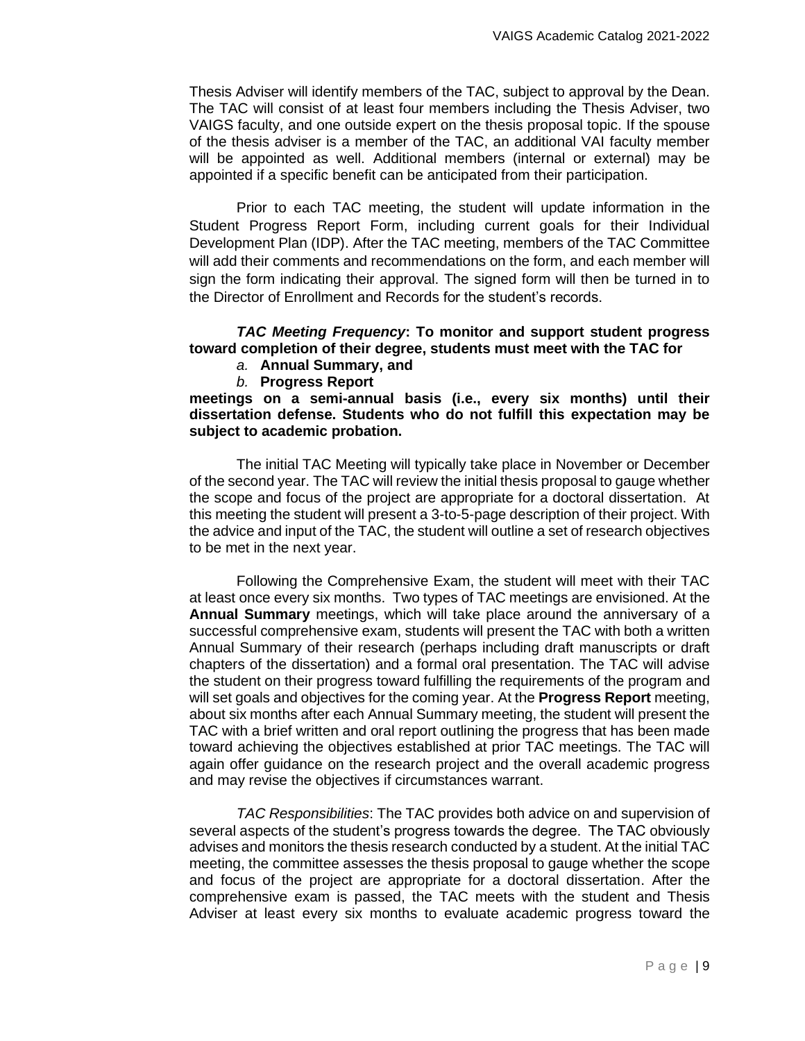Thesis Adviser will identify members of the TAC, subject to approval by the Dean. The TAC will consist of at least four members including the Thesis Adviser, two VAIGS faculty, and one outside expert on the thesis proposal topic. If the spouse of the thesis adviser is a member of the TAC, an additional VAI faculty member will be appointed as well. Additional members (internal or external) may be appointed if a specific benefit can be anticipated from their participation.

Prior to each TAC meeting, the student will update information in the Student Progress Report Form, including current goals for their Individual Development Plan (IDP). After the TAC meeting, members of the TAC Committee will add their comments and recommendations on the form, and each member will sign the form indicating their approval. The signed form will then be turned in to the Director of Enrollment and Records for the student's records.

***TAC Meeting Frequency*: To monitor and support student progress toward completion of their degree, students must meet with the TAC for**

*a.* **Annual Summary, and**
*b.* **Progress Report**

**meetings on a semi-annual basis (i.e., every six months) until their dissertation defense. Students who do not fulfill this expectation may be subject to academic probation.**

The initial TAC Meeting will typically take place in November or December of the second year. The TAC will review the initial thesis proposal to gauge whether the scope and focus of the project are appropriate for a doctoral dissertation. At this meeting the student will present a 3-to-5-page description of their project. With the advice and input of the TAC, the student will outline a set of research objectives to be met in the next year.

Following the Comprehensive Exam, the student will meet with their TAC at least once every six months. Two types of TAC meetings are envisioned. At the **Annual Summary** meetings, which will take place around the anniversary of a successful comprehensive exam, students will present the TAC with both a written Annual Summary of their research (perhaps including draft manuscripts or draft chapters of the dissertation) and a formal oral presentation. The TAC will advise the student on their progress toward fulfilling the requirements of the program and will set goals and objectives for the coming year. At the **Progress Report** meeting, about six months after each Annual Summary meeting, the student will present the TAC with a brief written and oral report outlining the progress that has been made toward achieving the objectives established at prior TAC meetings. The TAC will again offer guidance on the research project and the overall academic progress and may revise the objectives if circumstances warrant.

*TAC Responsibilities*: The TAC provides both advice on and supervision of several aspects of the student's progress towards the degree. The TAC obviously advises and monitors the thesis research conducted by a student. At the initial TAC meeting, the committee assesses the thesis proposal to gauge whether the scope and focus of the project are appropriate for a doctoral dissertation. After the comprehensive exam is passed, the TAC meets with the student and Thesis Adviser at least every six months to evaluate academic progress toward the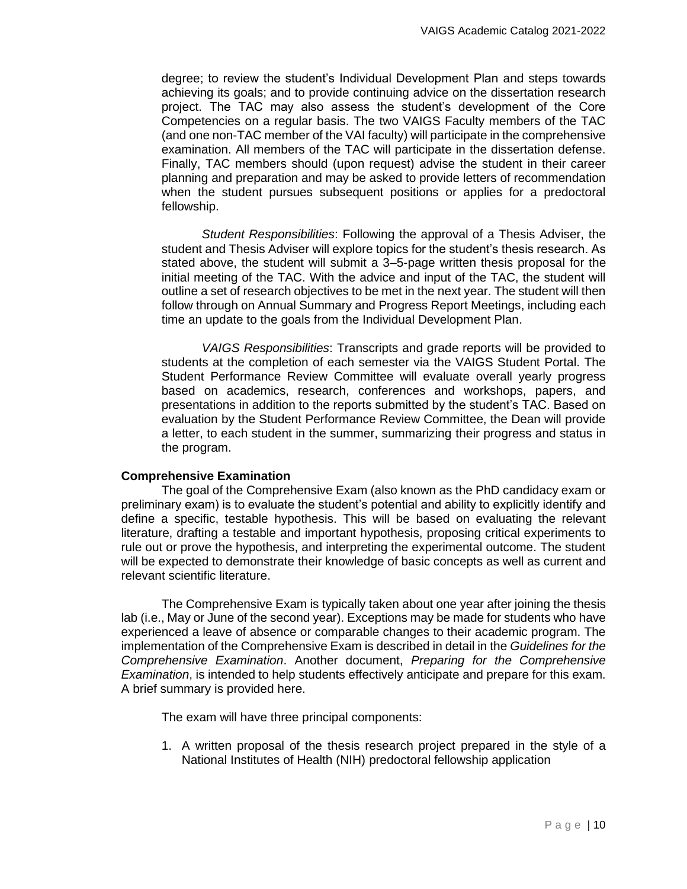degree; to review the student's Individual Development Plan and steps towards achieving its goals; and to provide continuing advice on the dissertation research project. The TAC may also assess the student's development of the Core Competencies on a regular basis. The two VAIGS Faculty members of the TAC (and one non-TAC member of the VAI faculty) will participate in the comprehensive examination. All members of the TAC will participate in the dissertation defense. Finally, TAC members should (upon request) advise the student in their career planning and preparation and may be asked to provide letters of recommendation when the student pursues subsequent positions or applies for a predoctoral fellowship.

*Student Responsibilities*: Following the approval of a Thesis Adviser, the student and Thesis Adviser will explore topics for the student's thesis research. As stated above, the student will submit a 3–5-page written thesis proposal for the initial meeting of the TAC. With the advice and input of the TAC, the student will outline a set of research objectives to be met in the next year. The student will then follow through on Annual Summary and Progress Report Meetings, including each time an update to the goals from the Individual Development Plan.

*VAIGS Responsibilities*: Transcripts and grade reports will be provided to students at the completion of each semester via the VAIGS Student Portal. The Student Performance Review Committee will evaluate overall yearly progress based on academics, research, conferences and workshops, papers, and presentations in addition to the reports submitted by the student's TAC. Based on evaluation by the Student Performance Review Committee, the Dean will provide a letter, to each student in the summer, summarizing their progress and status in the program.

**Comprehensive Examination**

The goal of the Comprehensive Exam (also known as the PhD candidacy exam or preliminary exam) is to evaluate the student's potential and ability to explicitly identify and define a specific, testable hypothesis. This will be based on evaluating the relevant literature, drafting a testable and important hypothesis, proposing critical experiments to rule out or prove the hypothesis, and interpreting the experimental outcome. The student will be expected to demonstrate their knowledge of basic concepts as well as current and relevant scientific literature.

The Comprehensive Exam is typically taken about one year after joining the thesis lab (i.e., May or June of the second year). Exceptions may be made for students who have experienced a leave of absence or comparable changes to their academic program. The implementation of the Comprehensive Exam is described in detail in the *Guidelines for the Comprehensive Examination*. Another document, *Preparing for the Comprehensive Examination*, is intended to help students effectively anticipate and prepare for this exam. A brief summary is provided here.

The exam will have three principal components:

1. A written proposal of the thesis research project prepared in the style of a National Institutes of Health (NIH) predoctoral fellowship application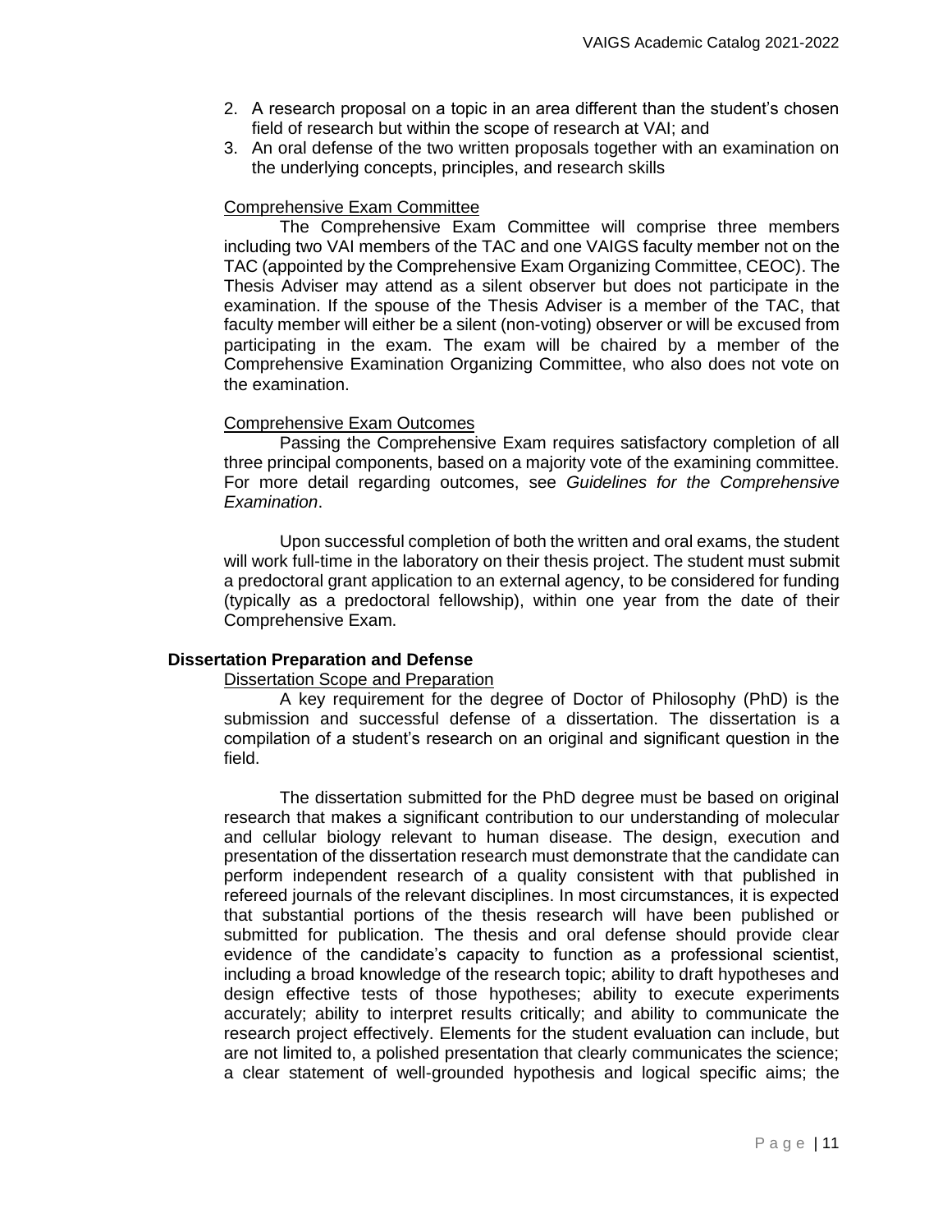2. A research proposal on a topic in an area different than the student's chosen field of research but within the scope of research at VAI; and
3. An oral defense of the two written proposals together with an examination on the underlying concepts, principles, and research skills

Comprehensive Exam Committee

The Comprehensive Exam Committee will comprise three members including two VAI members of the TAC and one VAIGS faculty member not on the TAC (appointed by the Comprehensive Exam Organizing Committee, CEOC). The Thesis Adviser may attend as a silent observer but does not participate in the examination. If the spouse of the Thesis Adviser is a member of the TAC, that faculty member will either be a silent (non-voting) observer or will be excused from participating in the exam. The exam will be chaired by a member of the Comprehensive Examination Organizing Committee, who also does not vote on the examination.

Comprehensive Exam Outcomes

Passing the Comprehensive Exam requires satisfactory completion of all three principal components, based on a majority vote of the examining committee. For more detail regarding outcomes, see *Guidelines for the Comprehensive Examination*.

Upon successful completion of both the written and oral exams, the student will work full-time in the laboratory on their thesis project. The student must submit a predoctoral grant application to an external agency, to be considered for funding (typically as a predoctoral fellowship), within one year from the date of their Comprehensive Exam.

**Dissertation Preparation and Defense**

Dissertation Scope and Preparation

A key requirement for the degree of Doctor of Philosophy (PhD) is the submission and successful defense of a dissertation. The dissertation is a compilation of a student's research on an original and significant question in the field.

The dissertation submitted for the PhD degree must be based on original research that makes a significant contribution to our understanding of molecular and cellular biology relevant to human disease. The design, execution and presentation of the dissertation research must demonstrate that the candidate can perform independent research of a quality consistent with that published in refereed journals of the relevant disciplines. In most circumstances, it is expected that substantial portions of the thesis research will have been published or submitted for publication. The thesis and oral defense should provide clear evidence of the candidate's capacity to function as a professional scientist, including a broad knowledge of the research topic; ability to draft hypotheses and design effective tests of those hypotheses; ability to execute experiments accurately; ability to interpret results critically; and ability to communicate the research project effectively. Elements for the student evaluation can include, but are not limited to, a polished presentation that clearly communicates the science; a clear statement of well-grounded hypothesis and logical specific aims; the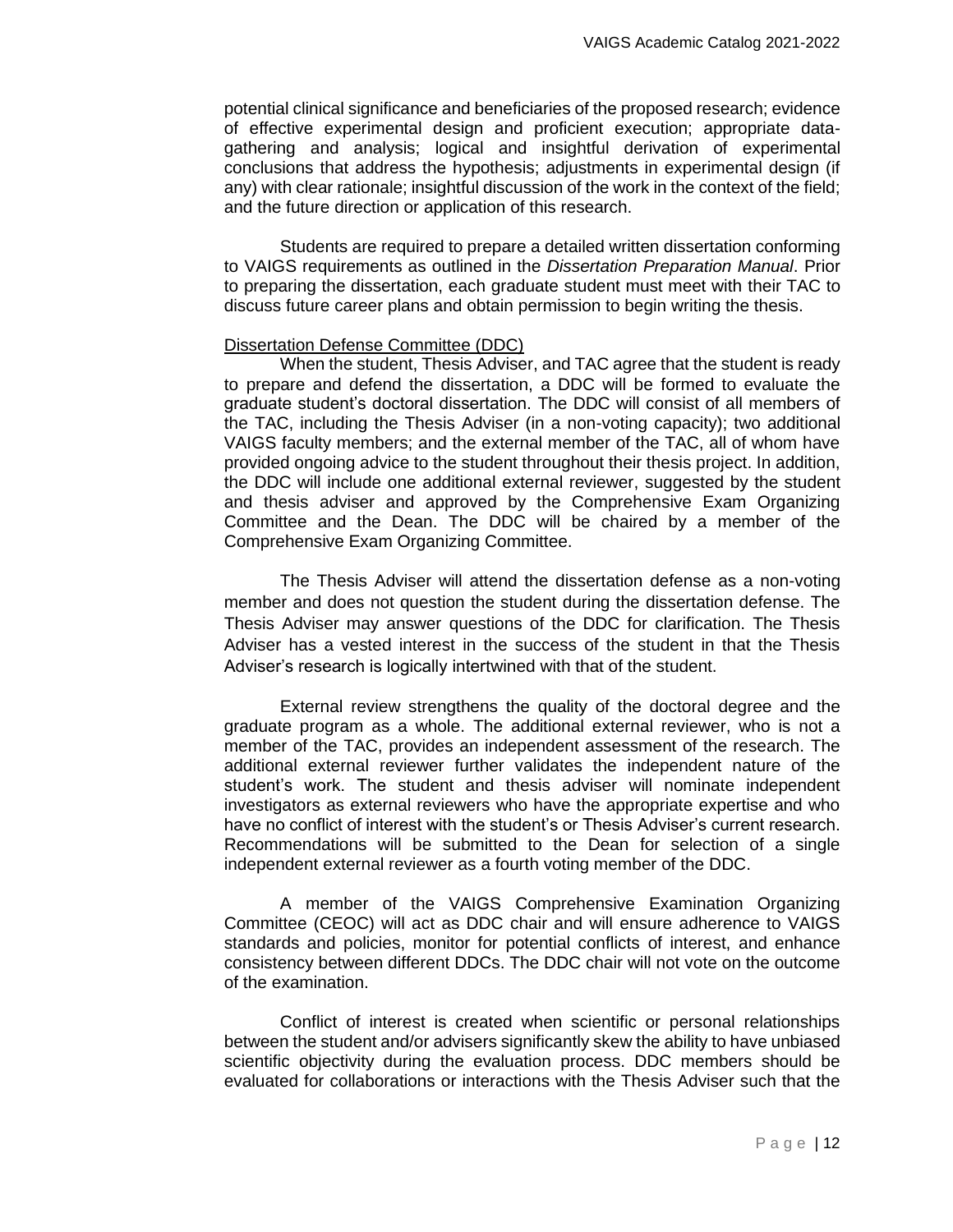potential clinical significance and beneficiaries of the proposed research; evidence of effective experimental design and proficient execution; appropriate data-gathering and analysis; logical and insightful derivation of experimental conclusions that address the hypothesis; adjustments in experimental design (if any) with clear rationale; insightful discussion of the work in the context of the field; and the future direction or application of this research.

Students are required to prepare a detailed written dissertation conforming to VAIGS requirements as outlined in the *Dissertation Preparation Manual*. Prior to preparing the dissertation, each graduate student must meet with their TAC to discuss future career plans and obtain permission to begin writing the thesis.

Dissertation Defense Committee (DDC)

When the student, Thesis Adviser, and TAC agree that the student is ready to prepare and defend the dissertation, a DDC will be formed to evaluate the graduate student's doctoral dissertation. The DDC will consist of all members of the TAC, including the Thesis Adviser (in a non-voting capacity); two additional VAIGS faculty members; and the external member of the TAC, all of whom have provided ongoing advice to the student throughout their thesis project. In addition, the DDC will include one additional external reviewer, suggested by the student and thesis adviser and approved by the Comprehensive Exam Organizing Committee and the Dean. The DDC will be chaired by a member of the Comprehensive Exam Organizing Committee.

The Thesis Adviser will attend the dissertation defense as a non-voting member and does not question the student during the dissertation defense. The Thesis Adviser may answer questions of the DDC for clarification. The Thesis Adviser has a vested interest in the success of the student in that the Thesis Adviser's research is logically intertwined with that of the student.

External review strengthens the quality of the doctoral degree and the graduate program as a whole. The additional external reviewer, who is not a member of the TAC, provides an independent assessment of the research. The additional external reviewer further validates the independent nature of the student's work. The student and thesis adviser will nominate independent investigators as external reviewers who have the appropriate expertise and who have no conflict of interest with the student's or Thesis Adviser's current research. Recommendations will be submitted to the Dean for selection of a single independent external reviewer as a fourth voting member of the DDC.

A member of the VAIGS Comprehensive Examination Organizing Committee (CEOC) will act as DDC chair and will ensure adherence to VAIGS standards and policies, monitor for potential conflicts of interest, and enhance consistency between different DDCs. The DDC chair will not vote on the outcome of the examination.

Conflict of interest is created when scientific or personal relationships between the student and/or advisers significantly skew the ability to have unbiased scientific objectivity during the evaluation process. DDC members should be evaluated for collaborations or interactions with the Thesis Adviser such that the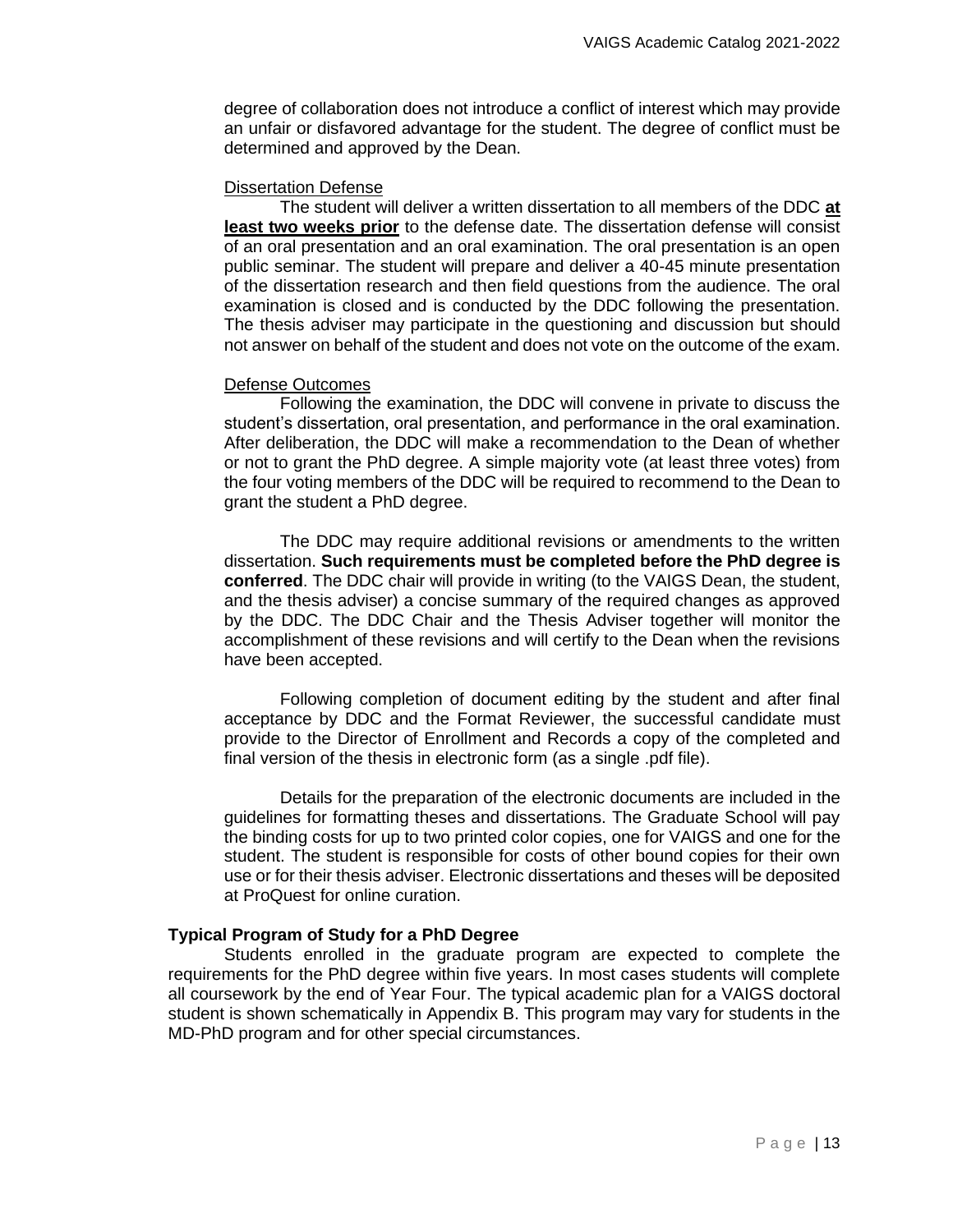degree of collaboration does not introduce a conflict of interest which may provide an unfair or disfavored advantage for the student. The degree of conflict must be determined and approved by the Dean.

Dissertation Defense

The student will deliver a written dissertation to all members of the DDC **at least two weeks prior** to the defense date. The dissertation defense will consist of an oral presentation and an oral examination. The oral presentation is an open public seminar. The student will prepare and deliver a 40-45 minute presentation of the dissertation research and then field questions from the audience. The oral examination is closed and is conducted by the DDC following the presentation. The thesis adviser may participate in the questioning and discussion but should not answer on behalf of the student and does not vote on the outcome of the exam.

Defense Outcomes

Following the examination, the DDC will convene in private to discuss the student's dissertation, oral presentation, and performance in the oral examination. After deliberation, the DDC will make a recommendation to the Dean of whether or not to grant the PhD degree. A simple majority vote (at least three votes) from the four voting members of the DDC will be required to recommend to the Dean to grant the student a PhD degree.

The DDC may require additional revisions or amendments to the written dissertation. **Such requirements must be completed before the PhD degree is conferred**. The DDC chair will provide in writing (to the VAIGS Dean, the student, and the thesis adviser) a concise summary of the required changes as approved by the DDC. The DDC Chair and the Thesis Adviser together will monitor the accomplishment of these revisions and will certify to the Dean when the revisions have been accepted.

Following completion of document editing by the student and after final acceptance by DDC and the Format Reviewer, the successful candidate must provide to the Director of Enrollment and Records a copy of the completed and final version of the thesis in electronic form (as a single .pdf file).

Details for the preparation of the electronic documents are included in the guidelines for formatting theses and dissertations. The Graduate School will pay the binding costs for up to two printed color copies, one for VAIGS and one for the student. The student is responsible for costs of other bound copies for their own use or for their thesis adviser. Electronic dissertations and theses will be deposited at ProQuest for online curation.

**Typical Program of Study for a PhD Degree**

Students enrolled in the graduate program are expected to complete the requirements for the PhD degree within five years. In most cases students will complete all coursework by the end of Year Four. The typical academic plan for a VAIGS doctoral student is shown schematically in Appendix B. This program may vary for students in the MD-PhD program and for other special circumstances.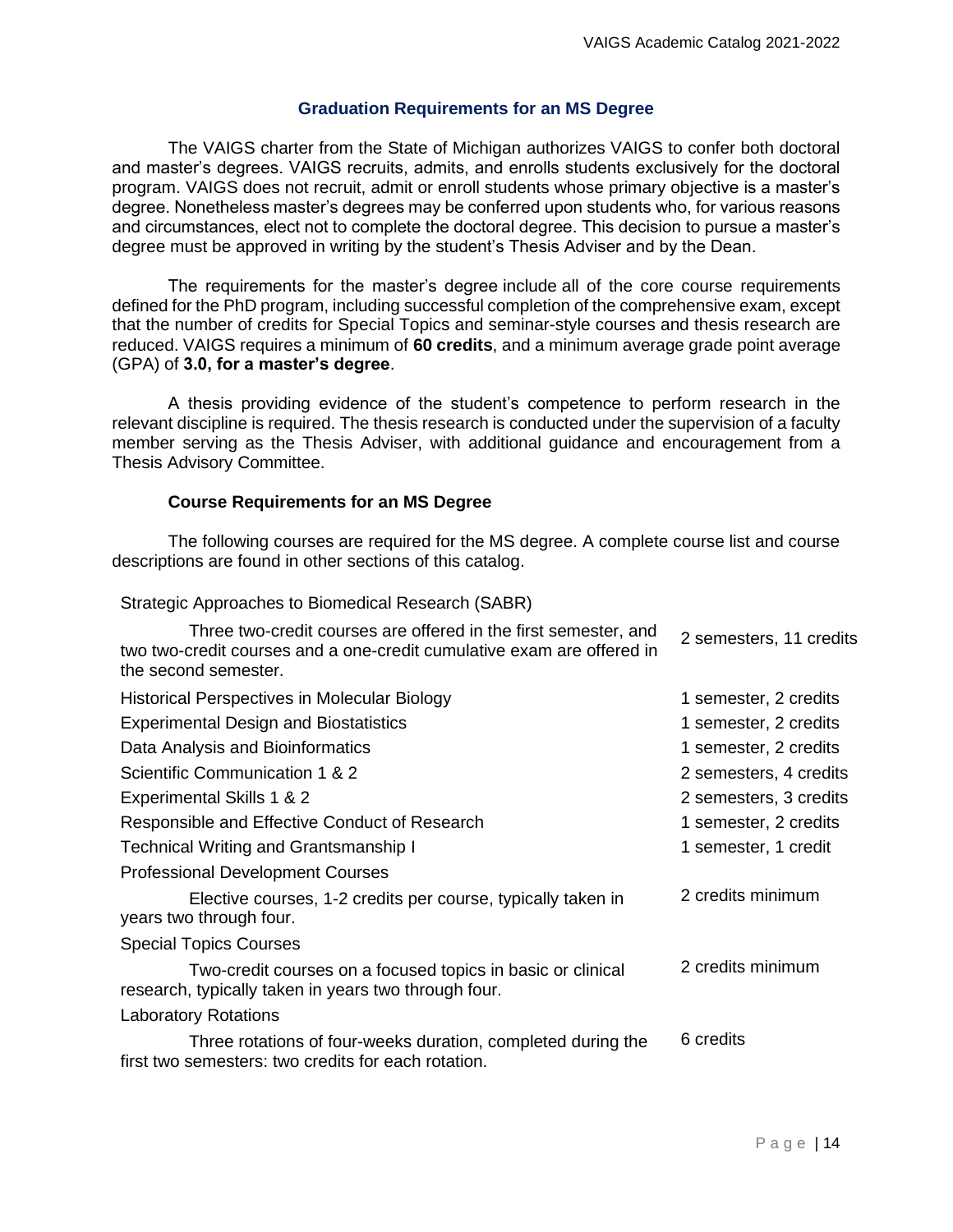## Graduation Requirements for an MS Degree

The VAIGS charter from the State of Michigan authorizes VAIGS to confer both doctoral and master's degrees. VAIGS recruits, admits, and enrolls students exclusively for the doctoral program. VAIGS does not recruit, admit or enroll students whose primary objective is a master's degree. Nonetheless master's degrees may be conferred upon students who, for various reasons and circumstances, elect not to complete the doctoral degree. This decision to pursue a master's degree must be approved in writing by the student's Thesis Adviser and by the Dean.

The requirements for the master's degree include all of the core course requirements defined for the PhD program, including successful completion of the comprehensive exam, except that the number of credits for Special Topics and seminar-style courses and thesis research are reduced. VAIGS requires a minimum of **60 credits**, and a minimum average grade point average (GPA) of **3.0, for a master's degree**.

A thesis providing evidence of the student's competence to perform research in the relevant discipline is required. The thesis research is conducted under the supervision of a faculty member serving as the Thesis Adviser, with additional guidance and encouragement from a Thesis Advisory Committee.

### Course Requirements for an MS Degree

The following courses are required for the MS degree. A complete course list and course descriptions are found in other sections of this catalog.

| Course | Credits |
|---|---|
| Strategic Approaches to Biomedical Research (SABR) | |
| Three two-credit courses are offered in the first semester, and two two-credit courses and a one-credit cumulative exam are offered in the second semester. | 2 semesters, 11 credits |
| Historical Perspectives in Molecular Biology | 1 semester, 2 credits |
| Experimental Design and Biostatistics | 1 semester, 2 credits |
| Data Analysis and Bioinformatics | 1 semester, 2 credits |
| Scientific Communication 1 & 2 | 2 semesters, 4 credits |
| Experimental Skills 1 & 2 | 2 semesters, 3 credits |
| Responsible and Effective Conduct of Research | 1 semester, 2 credits |
| Technical Writing and Grantsmanship I | 1 semester, 1 credit |
| Professional Development Courses | |
| Elective courses, 1-2 credits per course, typically taken in years two through four. | 2 credits minimum |
| Special Topics Courses | |
| Two-credit courses on a focused topics in basic or clinical research, typically taken in years two through four. | 2 credits minimum |
| Laboratory Rotations | |
| Three rotations of four-weeks duration, completed during the first two semesters: two credits for each rotation. | 6 credits |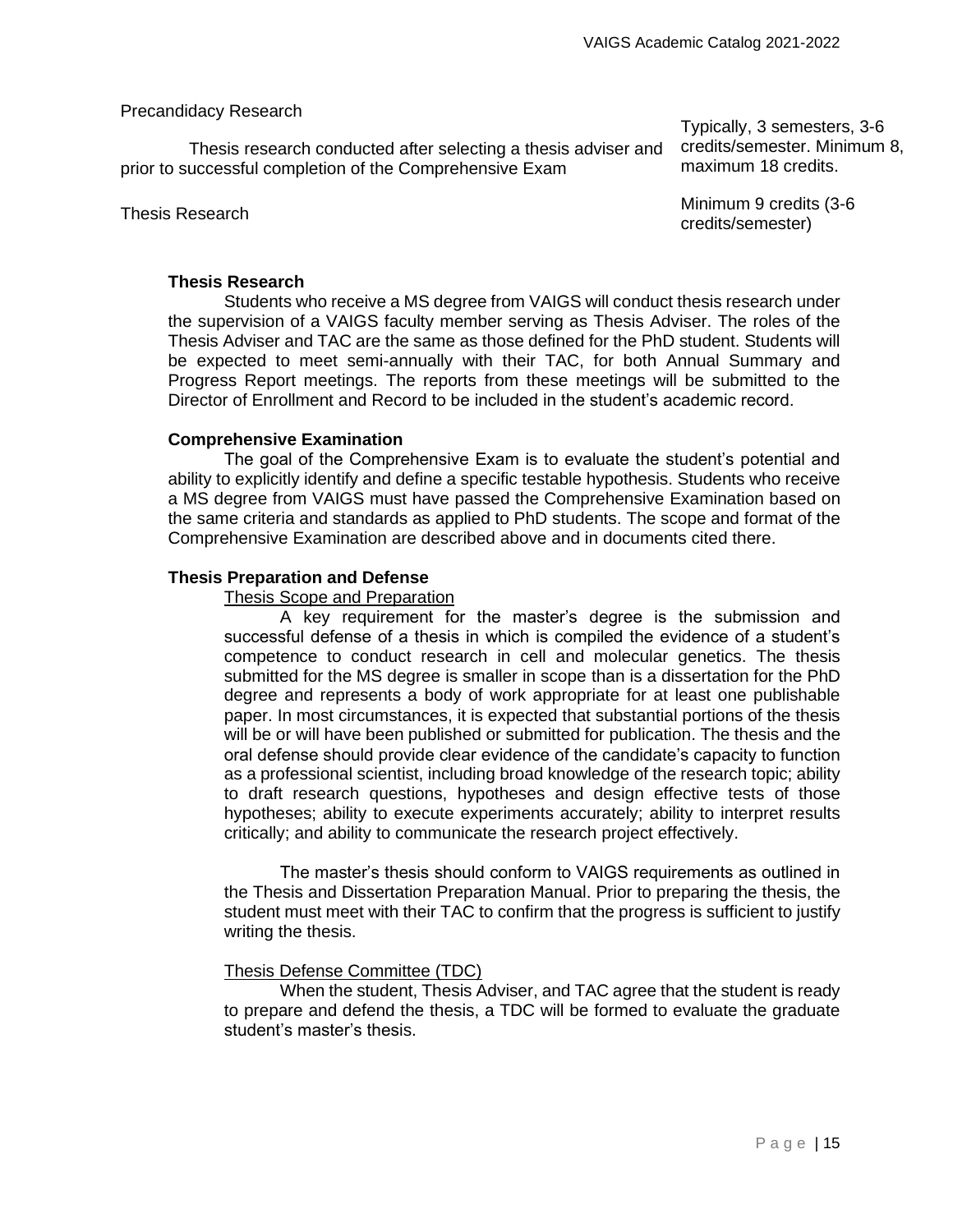| | |
|---|---|
| Precandidacy Research<br>Thesis research conducted after selecting a thesis adviser and prior to successful completion of the Comprehensive Exam | Typically, 3 semesters, 3-6 credits/semester. Minimum 8, maximum 18 credits. |
| Thesis Research | Minimum 9 credits (3-6 credits/semester) |

### Thesis Research

Students who receive a MS degree from VAIGS will conduct thesis research under the supervision of a VAIGS faculty member serving as Thesis Adviser. The roles of the Thesis Adviser and TAC are the same as those defined for the PhD student. Students will be expected to meet semi-annually with their TAC, for both Annual Summary and Progress Report meetings. The reports from these meetings will be submitted to the Director of Enrollment and Record to be included in the student's academic record.

### Comprehensive Examination

The goal of the Comprehensive Exam is to evaluate the student's potential and ability to explicitly identify and define a specific testable hypothesis. Students who receive a MS degree from VAIGS must have passed the Comprehensive Examination based on the same criteria and standards as applied to PhD students. The scope and format of the Comprehensive Examination are described above and in documents cited there.

### Thesis Preparation and Defense

#### Thesis Scope and Preparation

A key requirement for the master's degree is the submission and successful defense of a thesis in which is compiled the evidence of a student's competence to conduct research in cell and molecular genetics. The thesis submitted for the MS degree is smaller in scope than is a dissertation for the PhD degree and represents a body of work appropriate for at least one publishable paper. In most circumstances, it is expected that substantial portions of the thesis will be or will have been published or submitted for publication. The thesis and the oral defense should provide clear evidence of the candidate's capacity to function as a professional scientist, including broad knowledge of the research topic; ability to draft research questions, hypotheses and design effective tests of those hypotheses; ability to execute experiments accurately; ability to interpret results critically; and ability to communicate the research project effectively.

The master's thesis should conform to VAIGS requirements as outlined in the Thesis and Dissertation Preparation Manual. Prior to preparing the thesis, the student must meet with their TAC to confirm that the progress is sufficient to justify writing the thesis.

#### Thesis Defense Committee (TDC)

When the student, Thesis Adviser, and TAC agree that the student is ready to prepare and defend the thesis, a TDC will be formed to evaluate the graduate student's master's thesis.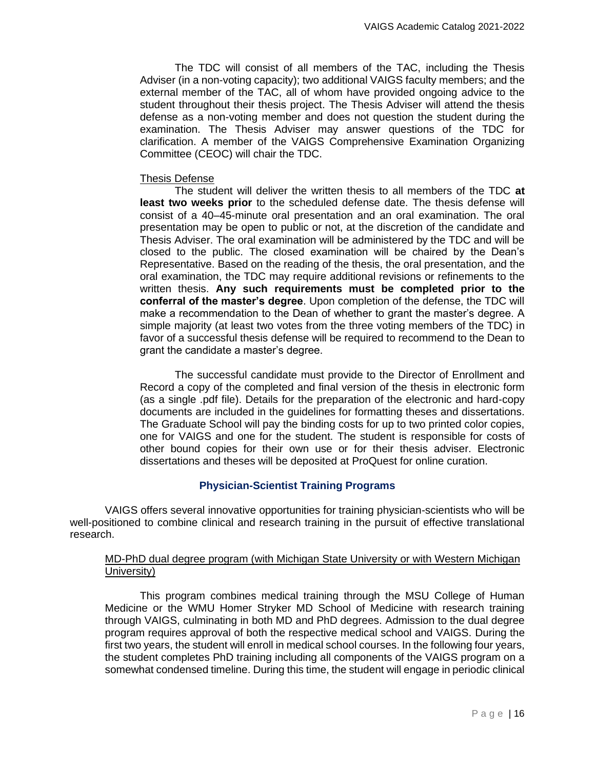The TDC will consist of all members of the TAC, including the Thesis Adviser (in a non-voting capacity); two additional VAIGS faculty members; and the external member of the TAC, all of whom have provided ongoing advice to the student throughout their thesis project. The Thesis Adviser will attend the thesis defense as a non-voting member and does not question the student during the examination. The Thesis Adviser may answer questions of the TDC for clarification. A member of the VAIGS Comprehensive Examination Organizing Committee (CEOC) will chair the TDC.

Thesis Defense

The student will deliver the written thesis to all members of the TDC **at least two weeks prior** to the scheduled defense date. The thesis defense will consist of a 40–45-minute oral presentation and an oral examination. The oral presentation may be open to public or not, at the discretion of the candidate and Thesis Adviser. The oral examination will be administered by the TDC and will be closed to the public. The closed examination will be chaired by the Dean's Representative. Based on the reading of the thesis, the oral presentation, and the oral examination, the TDC may require additional revisions or refinements to the written thesis. **Any such requirements must be completed prior to the conferral of the master's degree**. Upon completion of the defense, the TDC will make a recommendation to the Dean of whether to grant the master's degree. A simple majority (at least two votes from the three voting members of the TDC) in favor of a successful thesis defense will be required to recommend to the Dean to grant the candidate a master's degree.

The successful candidate must provide to the Director of Enrollment and Record a copy of the completed and final version of the thesis in electronic form (as a single .pdf file). Details for the preparation of the electronic and hard-copy documents are included in the guidelines for formatting theses and dissertations. The Graduate School will pay the binding costs for up to two printed color copies, one for VAIGS and one for the student. The student is responsible for costs of other bound copies for their own use or for their thesis adviser. Electronic dissertations and theses will be deposited at ProQuest for online curation.

## Physician-Scientist Training Programs

VAIGS offers several innovative opportunities for training physician-scientists who will be well-positioned to combine clinical and research training in the pursuit of effective translational research.

MD-PhD dual degree program (with Michigan State University or with Western Michigan University)

This program combines medical training through the MSU College of Human Medicine or the WMU Homer Stryker MD School of Medicine with research training through VAIGS, culminating in both MD and PhD degrees. Admission to the dual degree program requires approval of both the respective medical school and VAIGS. During the first two years, the student will enroll in medical school courses. In the following four years, the student completes PhD training including all components of the VAIGS program on a somewhat condensed timeline. During this time, the student will engage in periodic clinical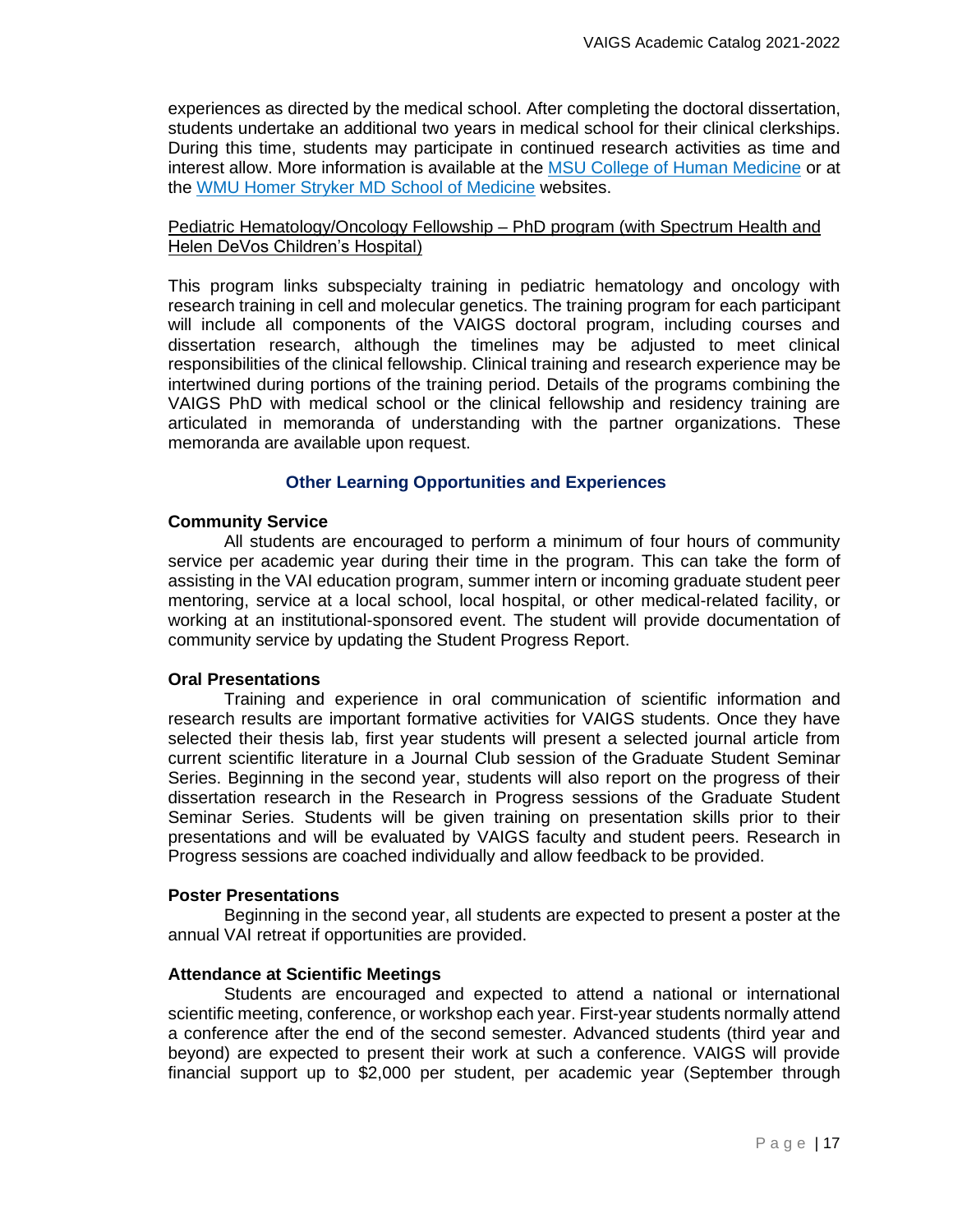experiences as directed by the medical school. After completing the doctoral dissertation, students undertake an additional two years in medical school for their clinical clerkships. During this time, students may participate in continued research activities as time and interest allow. More information is available at the [MSU College of Human Medicine] or at the [WMU Homer Stryker MD School of Medicine] websites.

Pediatric Hematology/Oncology Fellowship – PhD program (with Spectrum Health and Helen DeVos Children's Hospital)

This program links subspecialty training in pediatric hematology and oncology with research training in cell and molecular genetics. The training program for each participant will include all components of the VAIGS doctoral program, including courses and dissertation research, although the timelines may be adjusted to meet clinical responsibilities of the clinical fellowship. Clinical training and research experience may be intertwined during portions of the training period. Details of the programs combining the VAIGS PhD with medical school or the clinical fellowship and residency training are articulated in memoranda of understanding with the partner organizations. These memoranda are available upon request.

## Other Learning Opportunities and Experiences

### Community Service

All students are encouraged to perform a minimum of four hours of community service per academic year during their time in the program. This can take the form of assisting in the VAI education program, summer intern or incoming graduate student peer mentoring, service at a local school, local hospital, or other medical-related facility, or working at an institutional-sponsored event. The student will provide documentation of community service by updating the Student Progress Report.

### Oral Presentations

Training and experience in oral communication of scientific information and research results are important formative activities for VAIGS students. Once they have selected their thesis lab, first year students will present a selected journal article from current scientific literature in a Journal Club session of the Graduate Student Seminar Series. Beginning in the second year, students will also report on the progress of their dissertation research in the Research in Progress sessions of the Graduate Student Seminar Series. Students will be given training on presentation skills prior to their presentations and will be evaluated by VAIGS faculty and student peers. Research in Progress sessions are coached individually and allow feedback to be provided.

### Poster Presentations

Beginning in the second year, all students are expected to present a poster at the annual VAI retreat if opportunities are provided.

### Attendance at Scientific Meetings

Students are encouraged and expected to attend a national or international scientific meeting, conference, or workshop each year. First-year students normally attend a conference after the end of the second semester. Advanced students (third year and beyond) are expected to present their work at such a conference. VAIGS will provide financial support up to $2,000 per student, per academic year (September through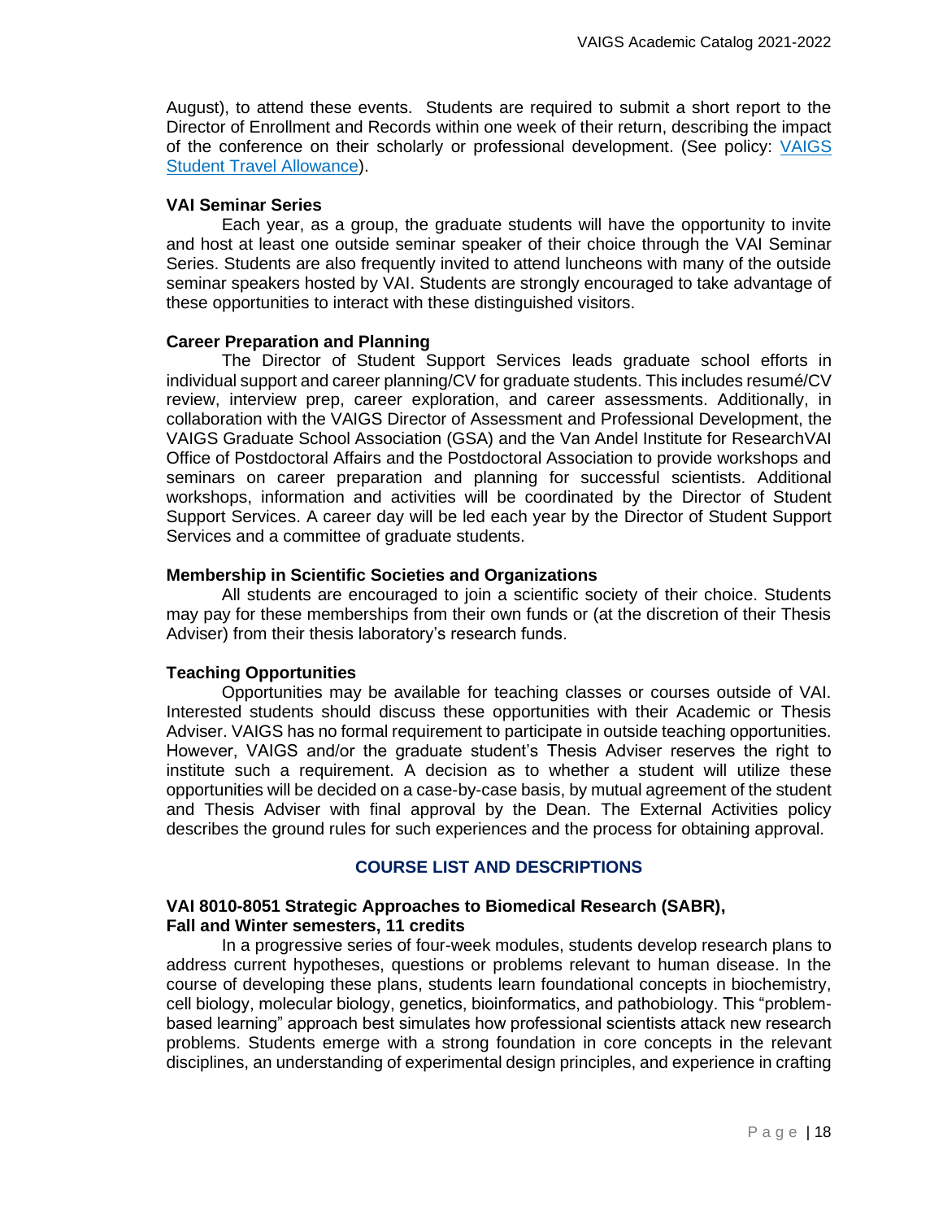August), to attend these events. Students are required to submit a short report to the Director of Enrollment and Records within one week of their return, describing the impact of the conference on their scholarly or professional development. (See policy: [VAIGS Student Travel Allowance](#)).

**VAI Seminar Series**

Each year, as a group, the graduate students will have the opportunity to invite and host at least one outside seminar speaker of their choice through the VAI Seminar Series. Students are also frequently invited to attend luncheons with many of the outside seminar speakers hosted by VAI. Students are strongly encouraged to take advantage of these opportunities to interact with these distinguished visitors.

**Career Preparation and Planning**

The Director of Student Support Services leads graduate school efforts in individual support and career planning/CV for graduate students. This includes resumé/CV review, interview prep, career exploration, and career assessments. Additionally, in collaboration with the VAIGS Director of Assessment and Professional Development, the VAIGS Graduate School Association (GSA) and the Van Andel Institute for ResearchVAI Office of Postdoctoral Affairs and the Postdoctoral Association to provide workshops and seminars on career preparation and planning for successful scientists. Additional workshops, information and activities will be coordinated by the Director of Student Support Services. A career day will be led each year by the Director of Student Support Services and a committee of graduate students.

**Membership in Scientific Societies and Organizations**

All students are encouraged to join a scientific society of their choice. Students may pay for these memberships from their own funds or (at the discretion of their Thesis Adviser) from their thesis laboratory's research funds.

**Teaching Opportunities**

Opportunities may be available for teaching classes or courses outside of VAI. Interested students should discuss these opportunities with their Academic or Thesis Adviser. VAIGS has no formal requirement to participate in outside teaching opportunities. However, VAIGS and/or the graduate student's Thesis Adviser reserves the right to institute such a requirement. A decision as to whether a student will utilize these opportunities will be decided on a case-by-case basis, by mutual agreement of the student and Thesis Adviser with final approval by the Dean. The External Activities policy describes the ground rules for such experiences and the process for obtaining approval.

## COURSE LIST AND DESCRIPTIONS

**VAI 8010-8051 Strategic Approaches to Biomedical Research (SABR), Fall and Winter semesters, 11 credits**

In a progressive series of four-week modules, students develop research plans to address current hypotheses, questions or problems relevant to human disease. In the course of developing these plans, students learn foundational concepts in biochemistry, cell biology, molecular biology, genetics, bioinformatics, and pathobiology. This "problem-based learning" approach best simulates how professional scientists attack new research problems. Students emerge with a strong foundation in core concepts in the relevant disciplines, an understanding of experimental design principles, and experience in crafting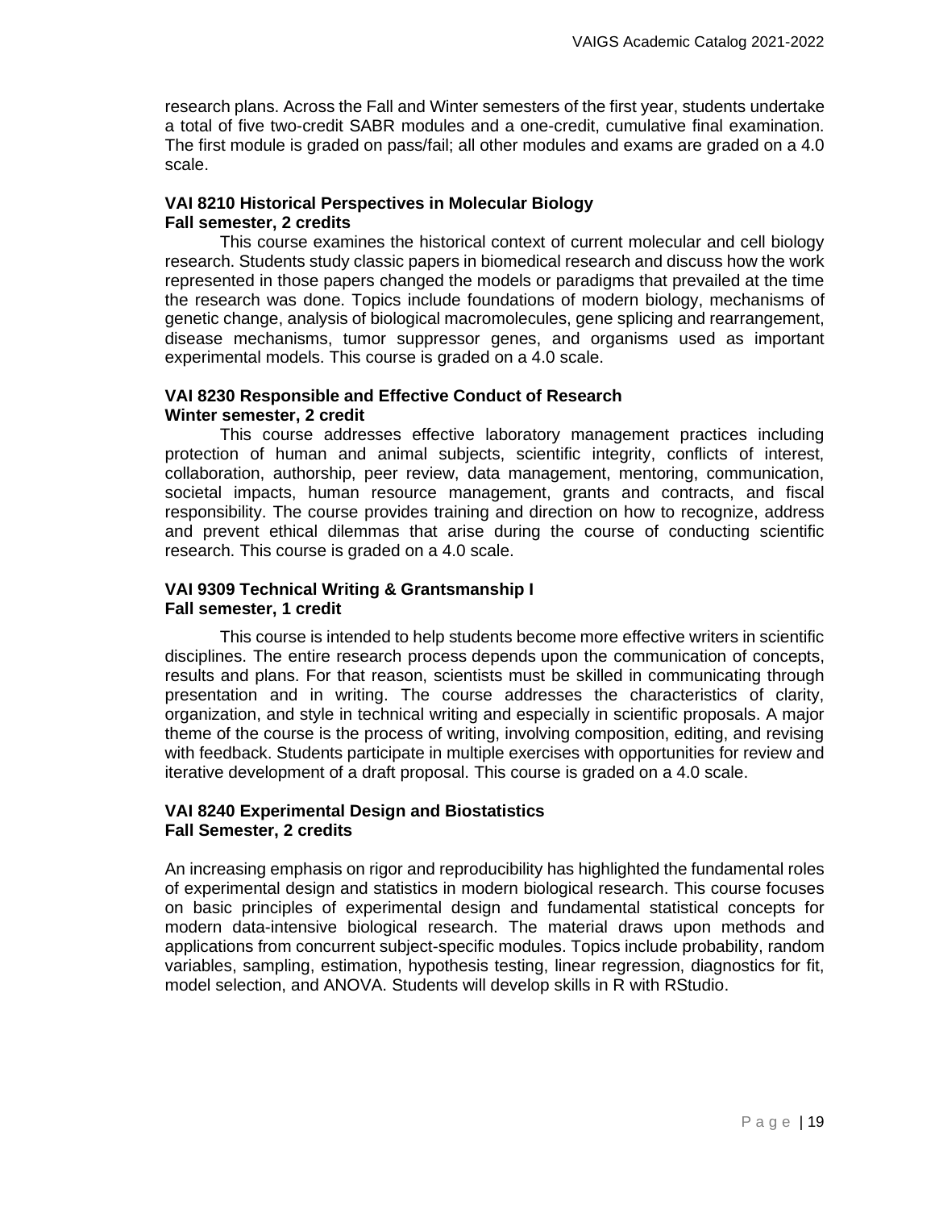research plans. Across the Fall and Winter semesters of the first year, students undertake a total of five two-credit SABR modules and a one-credit, cumulative final examination. The first module is graded on pass/fail; all other modules and exams are graded on a 4.0 scale.

**VAI 8210 Historical Perspectives in Molecular Biology**
**Fall semester, 2 credits**

This course examines the historical context of current molecular and cell biology research. Students study classic papers in biomedical research and discuss how the work represented in those papers changed the models or paradigms that prevailed at the time the research was done. Topics include foundations of modern biology, mechanisms of genetic change, analysis of biological macromolecules, gene splicing and rearrangement, disease mechanisms, tumor suppressor genes, and organisms used as important experimental models. This course is graded on a 4.0 scale.

**VAI 8230 Responsible and Effective Conduct of Research**
**Winter semester, 2 credit**

This course addresses effective laboratory management practices including protection of human and animal subjects, scientific integrity, conflicts of interest, collaboration, authorship, peer review, data management, mentoring, communication, societal impacts, human resource management, grants and contracts, and fiscal responsibility. The course provides training and direction on how to recognize, address and prevent ethical dilemmas that arise during the course of conducting scientific research. This course is graded on a 4.0 scale.

**VAI 9309 Technical Writing & Grantsmanship I**
**Fall semester, 1 credit**

This course is intended to help students become more effective writers in scientific disciplines. The entire research process depends upon the communication of concepts, results and plans. For that reason, scientists must be skilled in communicating through presentation and in writing. The course addresses the characteristics of clarity, organization, and style in technical writing and especially in scientific proposals. A major theme of the course is the process of writing, involving composition, editing, and revising with feedback. Students participate in multiple exercises with opportunities for review and iterative development of a draft proposal. This course is graded on a 4.0 scale.

**VAI 8240 Experimental Design and Biostatistics**
**Fall Semester, 2 credits**

An increasing emphasis on rigor and reproducibility has highlighted the fundamental roles of experimental design and statistics in modern biological research. This course focuses on basic principles of experimental design and fundamental statistical concepts for modern data-intensive biological research. The material draws upon methods and applications from concurrent subject-specific modules. Topics include probability, random variables, sampling, estimation, hypothesis testing, linear regression, diagnostics for fit, model selection, and ANOVA. Students will develop skills in R with RStudio.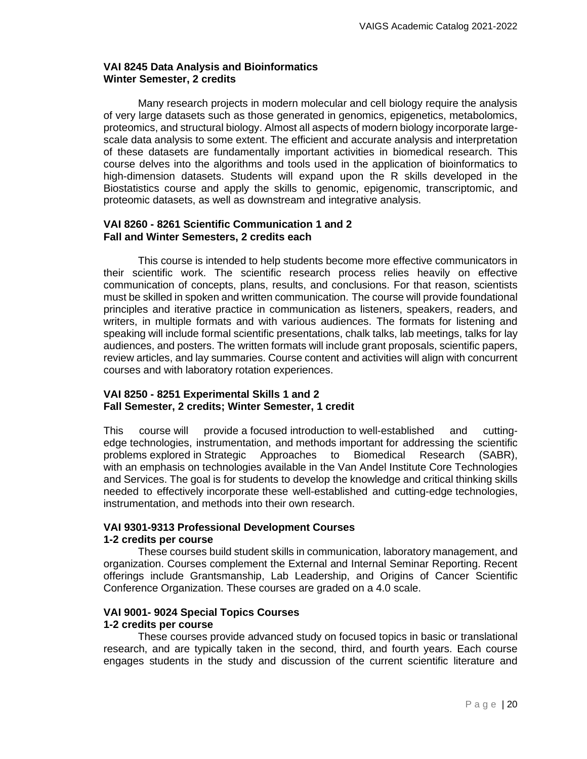**VAI 8245 Data Analysis and Bioinformatics**
**Winter Semester, 2 credits**

Many research projects in modern molecular and cell biology require the analysis of very large datasets such as those generated in genomics, epigenetics, metabolomics, proteomics, and structural biology. Almost all aspects of modern biology incorporate large-scale data analysis to some extent. The efficient and accurate analysis and interpretation of these datasets are fundamentally important activities in biomedical research. This course delves into the algorithms and tools used in the application of bioinformatics to high-dimension datasets. Students will expand upon the R skills developed in the Biostatistics course and apply the skills to genomic, epigenomic, transcriptomic, and proteomic datasets, as well as downstream and integrative analysis.

**VAI 8260 - 8261 Scientific Communication 1 and 2**
**Fall and Winter Semesters, 2 credits each**

This course is intended to help students become more effective communicators in their scientific work. The scientific research process relies heavily on effective communication of concepts, plans, results, and conclusions. For that reason, scientists must be skilled in spoken and written communication. The course will provide foundational principles and iterative practice in communication as listeners, speakers, readers, and writers, in multiple formats and with various audiences. The formats for listening and speaking will include formal scientific presentations, chalk talks, lab meetings, talks for lay audiences, and posters. The written formats will include grant proposals, scientific papers, review articles, and lay summaries. Course content and activities will align with concurrent courses and with laboratory rotation experiences.

**VAI 8250 - 8251 Experimental Skills 1 and 2**
**Fall Semester, 2 credits; Winter Semester, 1 credit**

This course will provide a focused introduction to well-established and cutting-edge technologies, instrumentation, and methods important for addressing the scientific problems explored in Strategic Approaches to Biomedical Research (SABR), with an emphasis on technologies available in the Van Andel Institute Core Technologies and Services. The goal is for students to develop the knowledge and critical thinking skills needed to effectively incorporate these well-established and cutting-edge technologies, instrumentation, and methods into their own research.

**VAI 9301-9313 Professional Development Courses**
**1-2 credits per course**

These courses build student skills in communication, laboratory management, and organization. Courses complement the External and Internal Seminar Reporting. Recent offerings include Grantsmanship, Lab Leadership, and Origins of Cancer Scientific Conference Organization. These courses are graded on a 4.0 scale.

**VAI 9001- 9024 Special Topics Courses**
**1-2 credits per course**

These courses provide advanced study on focused topics in basic or translational research, and are typically taken in the second, third, and fourth years. Each course engages students in the study and discussion of the current scientific literature and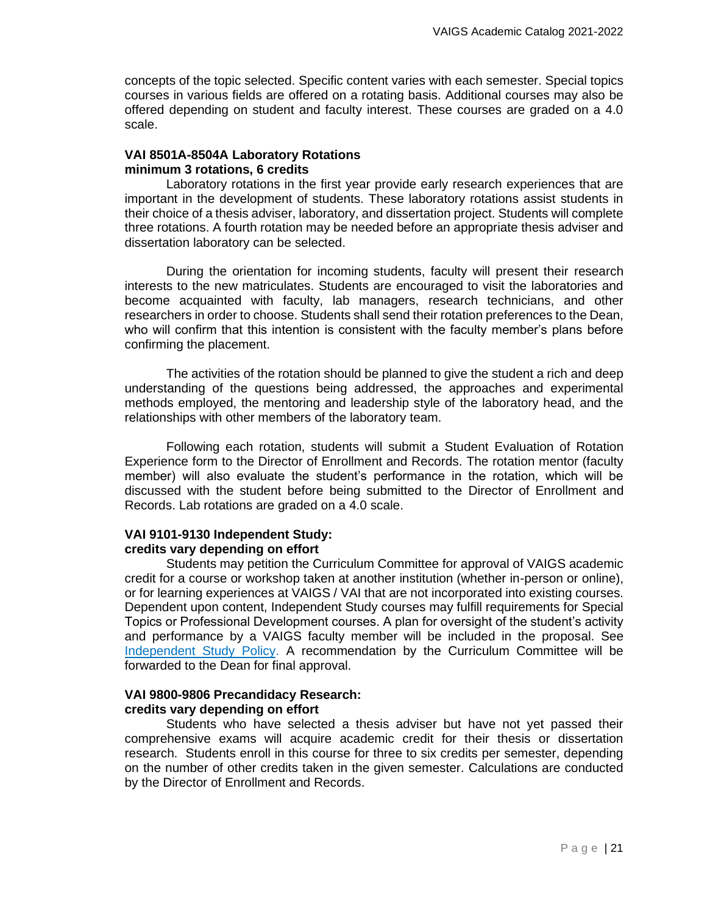concepts of the topic selected. Specific content varies with each semester. Special topics courses in various fields are offered on a rotating basis. Additional courses may also be offered depending on student and faculty interest. These courses are graded on a 4.0 scale.

**VAI 8501A-8504A Laboratory Rotations**
**minimum 3 rotations, 6 credits**

Laboratory rotations in the first year provide early research experiences that are important in the development of students. These laboratory rotations assist students in their choice of a thesis adviser, laboratory, and dissertation project. Students will complete three rotations. A fourth rotation may be needed before an appropriate thesis adviser and dissertation laboratory can be selected.

During the orientation for incoming students, faculty will present their research interests to the new matriculates. Students are encouraged to visit the laboratories and become acquainted with faculty, lab managers, research technicians, and other researchers in order to choose. Students shall send their rotation preferences to the Dean, who will confirm that this intention is consistent with the faculty member's plans before confirming the placement.

The activities of the rotation should be planned to give the student a rich and deep understanding of the questions being addressed, the approaches and experimental methods employed, the mentoring and leadership style of the laboratory head, and the relationships with other members of the laboratory team.

Following each rotation, students will submit a Student Evaluation of Rotation Experience form to the Director of Enrollment and Records. The rotation mentor (faculty member) will also evaluate the student's performance in the rotation, which will be discussed with the student before being submitted to the Director of Enrollment and Records. Lab rotations are graded on a 4.0 scale.

**VAI 9101-9130 Independent Study:**
**credits vary depending on effort**

Students may petition the Curriculum Committee for approval of VAIGS academic credit for a course or workshop taken at another institution (whether in-person or online), or for learning experiences at VAIGS / VAI that are not incorporated into existing courses. Dependent upon content, Independent Study courses may fulfill requirements for Special Topics or Professional Development courses. A plan for oversight of the student's activity and performance by a VAIGS faculty member will be included in the proposal. See Independent Study Policy. A recommendation by the Curriculum Committee will be forwarded to the Dean for final approval.

**VAI 9800-9806 Precandidacy Research:**
**credits vary depending on effort**

Students who have selected a thesis adviser but have not yet passed their comprehensive exams will acquire academic credit for their thesis or dissertation research. Students enroll in this course for three to six credits per semester, depending on the number of other credits taken in the given semester. Calculations are conducted by the Director of Enrollment and Records.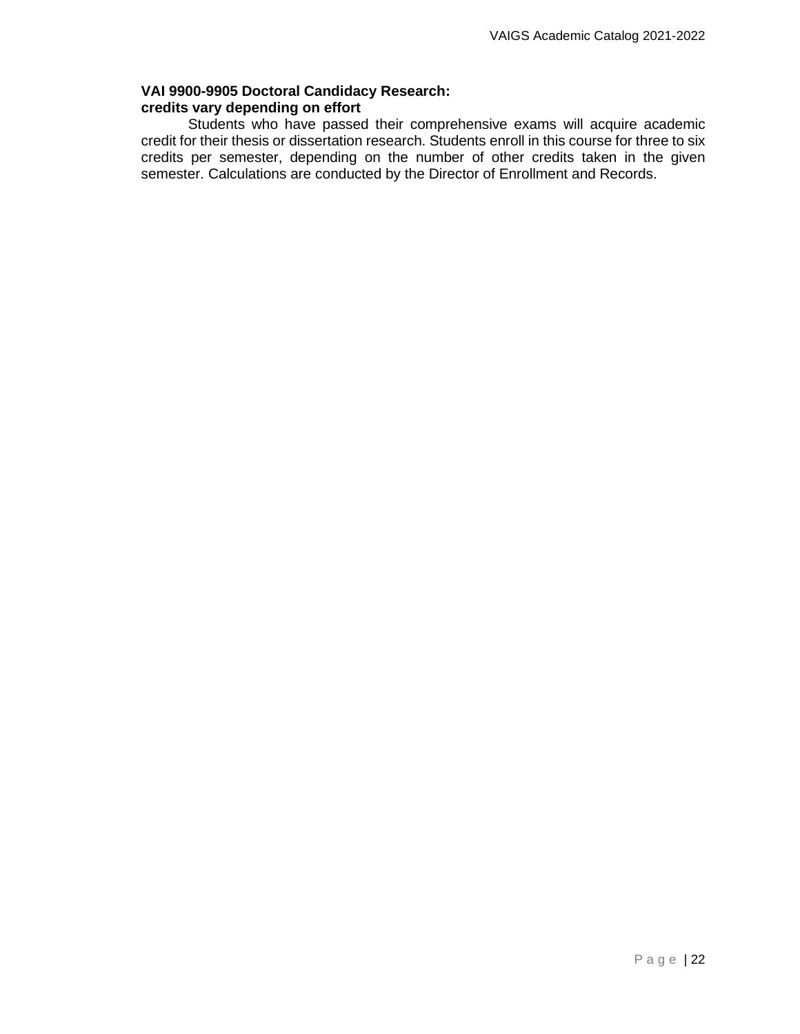**VAI 9900-9905 Doctoral Candidacy Research:**
**credits vary depending on effort**

Students who have passed their comprehensive exams will acquire academic credit for their thesis or dissertation research. Students enroll in this course for three to six credits per semester, depending on the number of other credits taken in the given semester. Calculations are conducted by the Director of Enrollment and Records.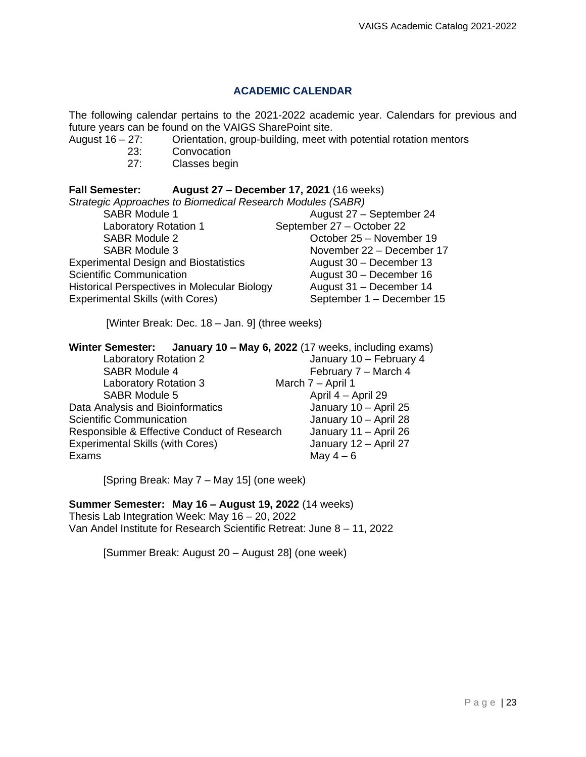## ACADEMIC CALENDAR

The following calendar pertains to the 2021-2022 academic year. Calendars for previous and future years can be found on the VAIGS SharePoint site.

| | |
|---|---|
| August 16 – 27: | Orientation, group-building, meet with potential rotation mentors |
| 23: | Convocation |
| 27: | Classes begin |

**Fall Semester: August 27 – December 17, 2021** (16 weeks)

*Strategic Approaches to Biomedical Research Modules (SABR)*

| | |
|---|---|
| SABR Module 1 | August 27 – September 24 |
| Laboratory Rotation 1 | September 27 – October 22 |
| SABR Module 2 | October 25 – November 19 |
| SABR Module 3 | November 22 – December 17 |
| Experimental Design and Biostatistics | August 30 – December 13 |
| Scientific Communication | August 30 – December 16 |
| Historical Perspectives in Molecular Biology | August 31 – December 14 |
| Experimental Skills (with Cores) | September 1 – December 15 |

[Winter Break: Dec. 18 – Jan. 9] (three weeks)

**Winter Semester: January 10 – May 6, 2022** (17 weeks, including exams)

| | |
|---|---|
| Laboratory Rotation 2 | January 10 – February 4 |
| SABR Module 4 | February 7 – March 4 |
| Laboratory Rotation 3 | March 7 – April 1 |
| SABR Module 5 | April 4 – April 29 |
| Data Analysis and Bioinformatics | January 10 – April 25 |
| Scientific Communication | January 10 – April 28 |
| Responsible & Effective Conduct of Research | January 11 – April 26 |
| Experimental Skills (with Cores) | January 12 – April 27 |
| Exams | May 4 – 6 |

[Spring Break: May 7 – May 15] (one week)

**Summer Semester: May 16 – August 19, 2022** (14 weeks)

Thesis Lab Integration Week: May 16 – 20, 2022

Van Andel Institute for Research Scientific Retreat: June 8 – 11, 2022

[Summer Break: August 20 – August 28] (one week)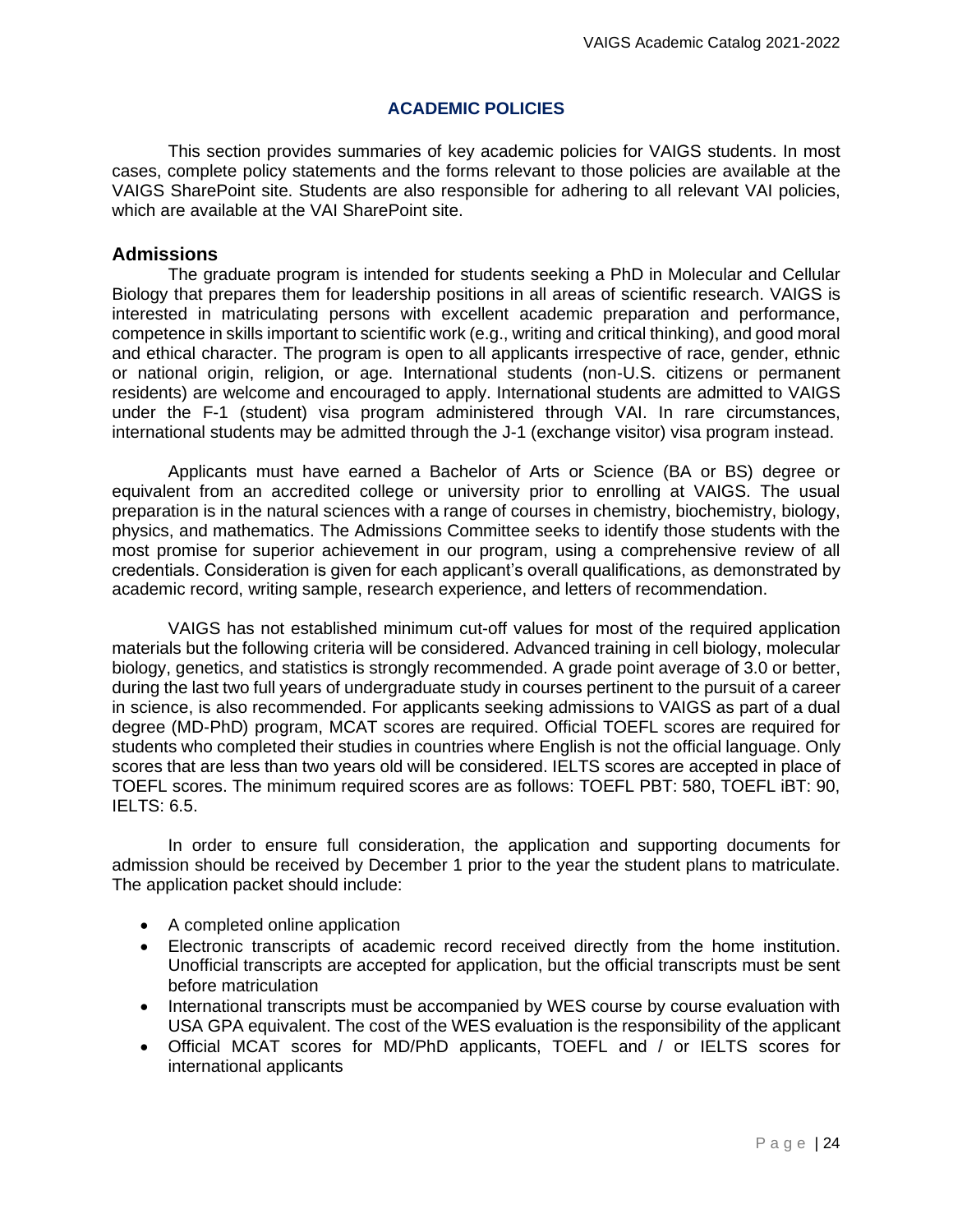# ACADEMIC POLICIES

This section provides summaries of key academic policies for VAIGS students. In most cases, complete policy statements and the forms relevant to those policies are available at the VAIGS SharePoint site. Students are also responsible for adhering to all relevant VAI policies, which are available at the VAI SharePoint site.

## Admissions

The graduate program is intended for students seeking a PhD in Molecular and Cellular Biology that prepares them for leadership positions in all areas of scientific research. VAIGS is interested in matriculating persons with excellent academic preparation and performance, competence in skills important to scientific work (e.g., writing and critical thinking), and good moral and ethical character. The program is open to all applicants irrespective of race, gender, ethnic or national origin, religion, or age. International students (non-U.S. citizens or permanent residents) are welcome and encouraged to apply. International students are admitted to VAIGS under the F-1 (student) visa program administered through VAI. In rare circumstances, international students may be admitted through the J-1 (exchange visitor) visa program instead.

Applicants must have earned a Bachelor of Arts or Science (BA or BS) degree or equivalent from an accredited college or university prior to enrolling at VAIGS. The usual preparation is in the natural sciences with a range of courses in chemistry, biochemistry, biology, physics, and mathematics. The Admissions Committee seeks to identify those students with the most promise for superior achievement in our program, using a comprehensive review of all credentials. Consideration is given for each applicant's overall qualifications, as demonstrated by academic record, writing sample, research experience, and letters of recommendation.

VAIGS has not established minimum cut-off values for most of the required application materials but the following criteria will be considered. Advanced training in cell biology, molecular biology, genetics, and statistics is strongly recommended. A grade point average of 3.0 or better, during the last two full years of undergraduate study in courses pertinent to the pursuit of a career in science, is also recommended. For applicants seeking admissions to VAIGS as part of a dual degree (MD-PhD) program, MCAT scores are required. Official TOEFL scores are required for students who completed their studies in countries where English is not the official language. Only scores that are less than two years old will be considered. IELTS scores are accepted in place of TOEFL scores. The minimum required scores are as follows: TOEFL PBT: 580, TOEFL iBT: 90, IELTS: 6.5.

In order to ensure full consideration, the application and supporting documents for admission should be received by December 1 prior to the year the student plans to matriculate. The application packet should include:

- A completed online application
- Electronic transcripts of academic record received directly from the home institution. Unofficial transcripts are accepted for application, but the official transcripts must be sent before matriculation
- International transcripts must be accompanied by WES course by course evaluation with USA GPA equivalent. The cost of the WES evaluation is the responsibility of the applicant
- Official MCAT scores for MD/PhD applicants, TOEFL and / or IELTS scores for international applicants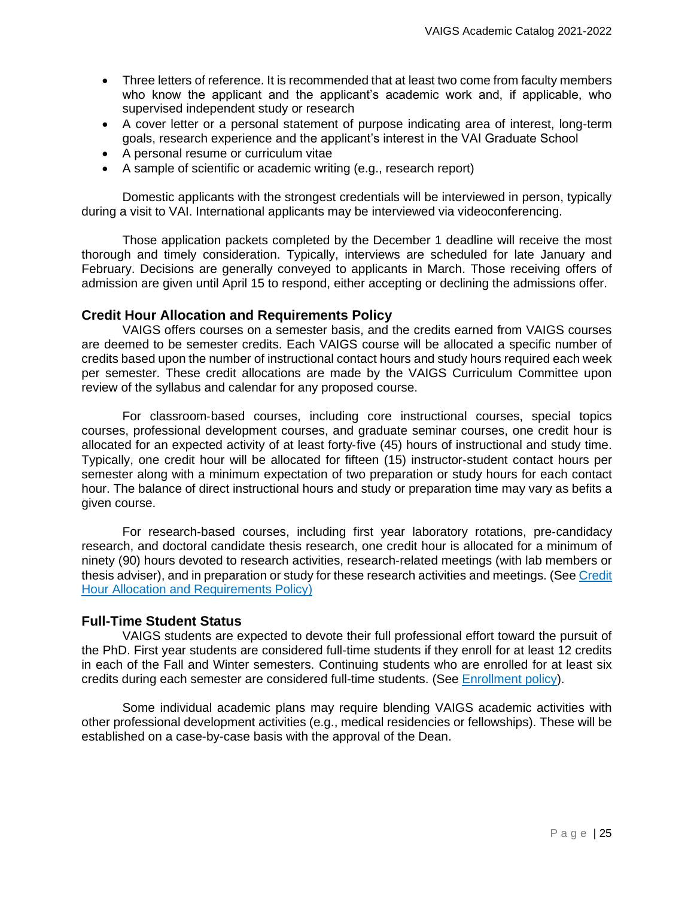- Three letters of reference. It is recommended that at least two come from faculty members who know the applicant and the applicant's academic work and, if applicable, who supervised independent study or research
- A cover letter or a personal statement of purpose indicating area of interest, long-term goals, research experience and the applicant's interest in the VAI Graduate School
- A personal resume or curriculum vitae
- A sample of scientific or academic writing (e.g., research report)

Domestic applicants with the strongest credentials will be interviewed in person, typically during a visit to VAI. International applicants may be interviewed via videoconferencing.

Those application packets completed by the December 1 deadline will receive the most thorough and timely consideration. Typically, interviews are scheduled for late January and February. Decisions are generally conveyed to applicants in March. Those receiving offers of admission are given until April 15 to respond, either accepting or declining the admissions offer.

### Credit Hour Allocation and Requirements Policy

VAIGS offers courses on a semester basis, and the credits earned from VAIGS courses are deemed to be semester credits. Each VAIGS course will be allocated a specific number of credits based upon the number of instructional contact hours and study hours required each week per semester. These credit allocations are made by the VAIGS Curriculum Committee upon review of the syllabus and calendar for any proposed course.

For classroom-based courses, including core instructional courses, special topics courses, professional development courses, and graduate seminar courses, one credit hour is allocated for an expected activity of at least forty-five (45) hours of instructional and study time. Typically, one credit hour will be allocated for fifteen (15) instructor-student contact hours per semester along with a minimum expectation of two preparation or study hours for each contact hour. The balance of direct instructional hours and study or preparation time may vary as befits a given course.

For research-based courses, including first year laboratory rotations, pre-candidacy research, and doctoral candidate thesis research, one credit hour is allocated for a minimum of ninety (90) hours devoted to research activities, research-related meetings (with lab members or thesis adviser), and in preparation or study for these research activities and meetings. (See Credit Hour Allocation and Requirements Policy)

### Full-Time Student Status

VAIGS students are expected to devote their full professional effort toward the pursuit of the PhD. First year students are considered full-time students if they enroll for at least 12 credits in each of the Fall and Winter semesters. Continuing students who are enrolled for at least six credits during each semester are considered full-time students. (See Enrollment policy).

Some individual academic plans may require blending VAIGS academic activities with other professional development activities (e.g., medical residencies or fellowships). These will be established on a case-by-case basis with the approval of the Dean.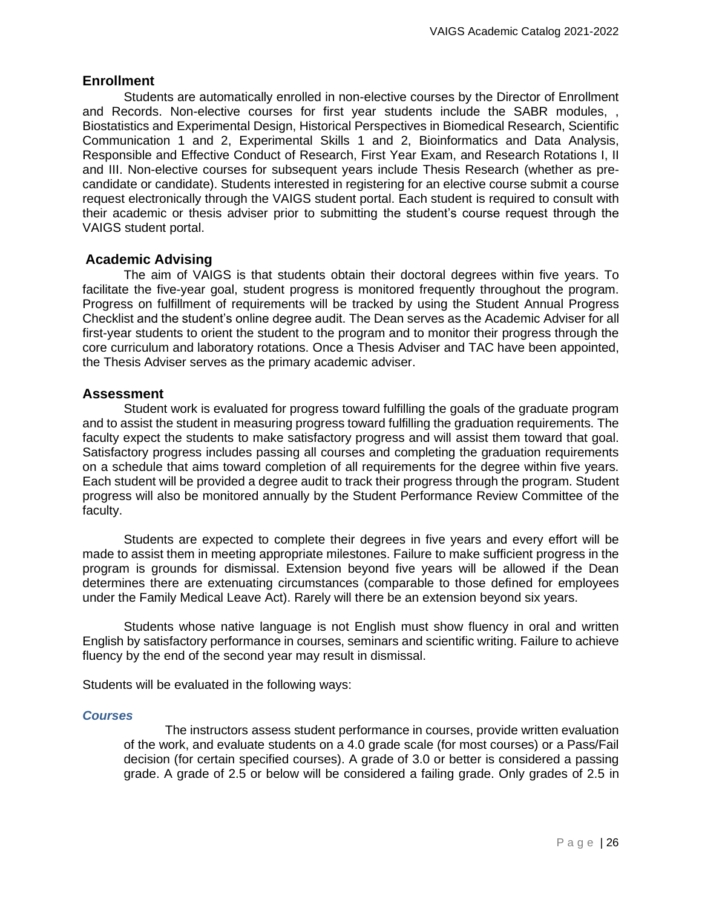## Enrollment

Students are automatically enrolled in non-elective courses by the Director of Enrollment and Records. Non-elective courses for first year students include the SABR modules, , Biostatistics and Experimental Design, Historical Perspectives in Biomedical Research, Scientific Communication 1 and 2, Experimental Skills 1 and 2, Bioinformatics and Data Analysis, Responsible and Effective Conduct of Research, First Year Exam, and Research Rotations I, II and III. Non-elective courses for subsequent years include Thesis Research (whether as pre-candidate or candidate). Students interested in registering for an elective course submit a course request electronically through the VAIGS student portal. Each student is required to consult with their academic or thesis adviser prior to submitting the student's course request through the VAIGS student portal.

## Academic Advising

The aim of VAIGS is that students obtain their doctoral degrees within five years. To facilitate the five-year goal, student progress is monitored frequently throughout the program. Progress on fulfillment of requirements will be tracked by using the Student Annual Progress Checklist and the student's online degree audit. The Dean serves as the Academic Adviser for all first-year students to orient the student to the program and to monitor their progress through the core curriculum and laboratory rotations. Once a Thesis Adviser and TAC have been appointed, the Thesis Adviser serves as the primary academic adviser.

## Assessment

Student work is evaluated for progress toward fulfilling the goals of the graduate program and to assist the student in measuring progress toward fulfilling the graduation requirements. The faculty expect the students to make satisfactory progress and will assist them toward that goal. Satisfactory progress includes passing all courses and completing the graduation requirements on a schedule that aims toward completion of all requirements for the degree within five years. Each student will be provided a degree audit to track their progress through the program. Student progress will also be monitored annually by the Student Performance Review Committee of the faculty.

Students are expected to complete their degrees in five years and every effort will be made to assist them in meeting appropriate milestones. Failure to make sufficient progress in the program is grounds for dismissal. Extension beyond five years will be allowed if the Dean determines there are extenuating circumstances (comparable to those defined for employees under the Family Medical Leave Act). Rarely will there be an extension beyond six years.

Students whose native language is not English must show fluency in oral and written English by satisfactory performance in courses, seminars and scientific writing. Failure to achieve fluency by the end of the second year may result in dismissal.

Students will be evaluated in the following ways:

### *Courses*

The instructors assess student performance in courses, provide written evaluation of the work, and evaluate students on a 4.0 grade scale (for most courses) or a Pass/Fail decision (for certain specified courses). A grade of 3.0 or better is considered a passing grade. A grade of 2.5 or below will be considered a failing grade. Only grades of 2.5 in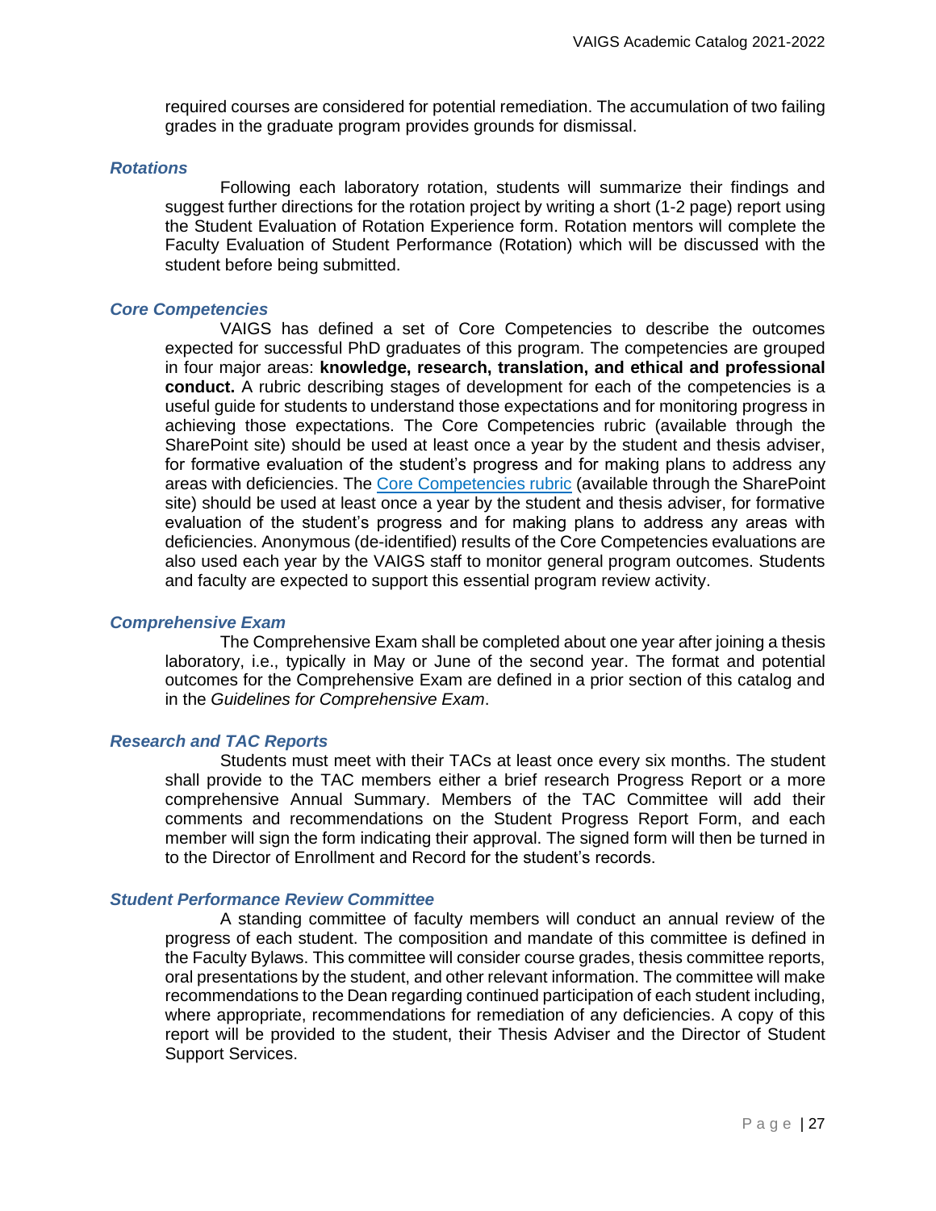required courses are considered for potential remediation. The accumulation of two failing grades in the graduate program provides grounds for dismissal.

### *Rotations*

Following each laboratory rotation, students will summarize their findings and suggest further directions for the rotation project by writing a short (1-2 page) report using the Student Evaluation of Rotation Experience form. Rotation mentors will complete the Faculty Evaluation of Student Performance (Rotation) which will be discussed with the student before being submitted.

### *Core Competencies*

VAIGS has defined a set of Core Competencies to describe the outcomes expected for successful PhD graduates of this program. The competencies are grouped in four major areas: **knowledge, research, translation, and ethical and professional conduct.** A rubric describing stages of development for each of the competencies is a useful guide for students to understand those expectations and for monitoring progress in achieving those expectations. The Core Competencies rubric (available through the SharePoint site) should be used at least once a year by the student and thesis adviser, for formative evaluation of the student's progress and for making plans to address any areas with deficiencies. The Core Competencies rubric (available through the SharePoint site) should be used at least once a year by the student and thesis adviser, for formative evaluation of the student's progress and for making plans to address any areas with deficiencies. Anonymous (de-identified) results of the Core Competencies evaluations are also used each year by the VAIGS staff to monitor general program outcomes. Students and faculty are expected to support this essential program review activity.

### *Comprehensive Exam*

The Comprehensive Exam shall be completed about one year after joining a thesis laboratory, i.e., typically in May or June of the second year. The format and potential outcomes for the Comprehensive Exam are defined in a prior section of this catalog and in the *Guidelines for Comprehensive Exam*.

### *Research and TAC Reports*

Students must meet with their TACs at least once every six months. The student shall provide to the TAC members either a brief research Progress Report or a more comprehensive Annual Summary. Members of the TAC Committee will add their comments and recommendations on the Student Progress Report Form, and each member will sign the form indicating their approval. The signed form will then be turned in to the Director of Enrollment and Record for the student's records.

### *Student Performance Review Committee*

A standing committee of faculty members will conduct an annual review of the progress of each student. The composition and mandate of this committee is defined in the Faculty Bylaws. This committee will consider course grades, thesis committee reports, oral presentations by the student, and other relevant information. The committee will make recommendations to the Dean regarding continued participation of each student including, where appropriate, recommendations for remediation of any deficiencies. A copy of this report will be provided to the student, their Thesis Adviser and the Director of Student Support Services.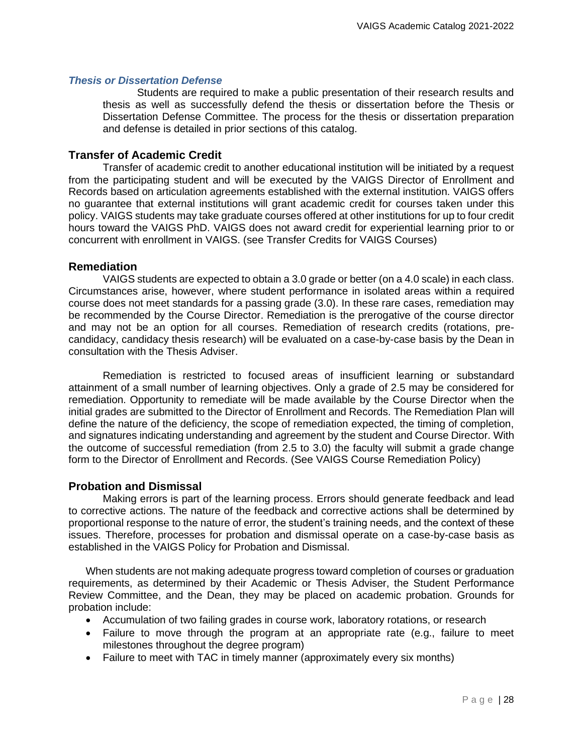### *Thesis or Dissertation Defense*

Students are required to make a public presentation of their research results and thesis as well as successfully defend the thesis or dissertation before the Thesis or Dissertation Defense Committee. The process for the thesis or dissertation preparation and defense is detailed in prior sections of this catalog.

## Transfer of Academic Credit

Transfer of academic credit to another educational institution will be initiated by a request from the participating student and will be executed by the VAIGS Director of Enrollment and Records based on articulation agreements established with the external institution. VAIGS offers no guarantee that external institutions will grant academic credit for courses taken under this policy. VAIGS students may take graduate courses offered at other institutions for up to four credit hours toward the VAIGS PhD. VAIGS does not award credit for experiential learning prior to or concurrent with enrollment in VAIGS. (see Transfer Credits for VAIGS Courses)

## Remediation

VAIGS students are expected to obtain a 3.0 grade or better (on a 4.0 scale) in each class. Circumstances arise, however, where student performance in isolated areas within a required course does not meet standards for a passing grade (3.0). In these rare cases, remediation may be recommended by the Course Director. Remediation is the prerogative of the course director and may not be an option for all courses. Remediation of research credits (rotations, pre-candidacy, candidacy thesis research) will be evaluated on a case-by-case basis by the Dean in consultation with the Thesis Adviser.

Remediation is restricted to focused areas of insufficient learning or substandard attainment of a small number of learning objectives. Only a grade of 2.5 may be considered for remediation. Opportunity to remediate will be made available by the Course Director when the initial grades are submitted to the Director of Enrollment and Records. The Remediation Plan will define the nature of the deficiency, the scope of remediation expected, the timing of completion, and signatures indicating understanding and agreement by the student and Course Director. With the outcome of successful remediation (from 2.5 to 3.0) the faculty will submit a grade change form to the Director of Enrollment and Records. (See VAIGS Course Remediation Policy)

## Probation and Dismissal

Making errors is part of the learning process. Errors should generate feedback and lead to corrective actions. The nature of the feedback and corrective actions shall be determined by proportional response to the nature of error, the student's training needs, and the context of these issues. Therefore, processes for probation and dismissal operate on a case-by-case basis as established in the VAIGS Policy for Probation and Dismissal.

When students are not making adequate progress toward completion of courses or graduation requirements, as determined by their Academic or Thesis Adviser, the Student Performance Review Committee, and the Dean, they may be placed on academic probation. Grounds for probation include:

- Accumulation of two failing grades in course work, laboratory rotations, or research
- Failure to move through the program at an appropriate rate (e.g., failure to meet milestones throughout the degree program)
- Failure to meet with TAC in timely manner (approximately every six months)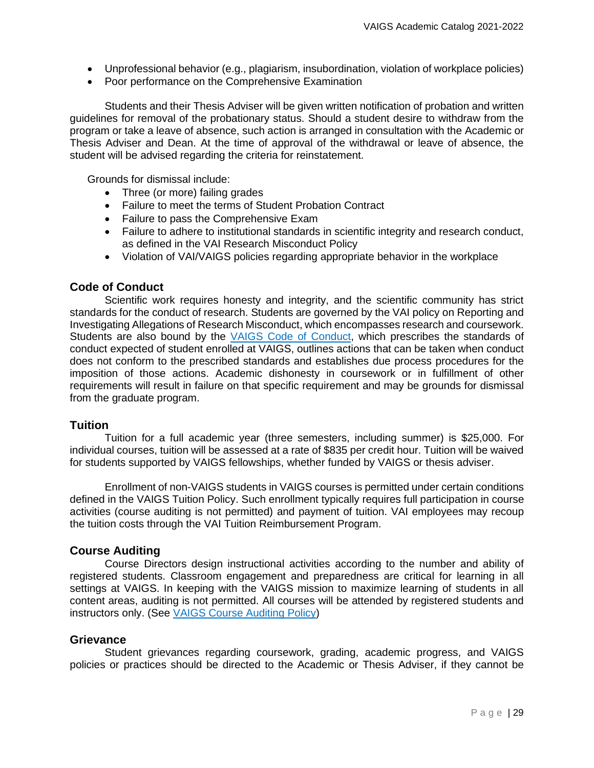- Unprofessional behavior (e.g., plagiarism, insubordination, violation of workplace policies)
- Poor performance on the Comprehensive Examination

Students and their Thesis Adviser will be given written notification of probation and written guidelines for removal of the probationary status. Should a student desire to withdraw from the program or take a leave of absence, such action is arranged in consultation with the Academic or Thesis Adviser and Dean. At the time of approval of the withdrawal or leave of absence, the student will be advised regarding the criteria for reinstatement.

Grounds for dismissal include:

- Three (or more) failing grades
- Failure to meet the terms of Student Probation Contract
- Failure to pass the Comprehensive Exam
- Failure to adhere to institutional standards in scientific integrity and research conduct, as defined in the VAI Research Misconduct Policy
- Violation of VAI/VAIGS policies regarding appropriate behavior in the workplace

### Code of Conduct

Scientific work requires honesty and integrity, and the scientific community has strict standards for the conduct of research. Students are governed by the VAI policy on Reporting and Investigating Allegations of Research Misconduct, which encompasses research and coursework. Students are also bound by the VAIGS Code of Conduct, which prescribes the standards of conduct expected of student enrolled at VAIGS, outlines actions that can be taken when conduct does not conform to the prescribed standards and establishes due process procedures for the imposition of those actions. Academic dishonesty in coursework or in fulfillment of other requirements will result in failure on that specific requirement and may be grounds for dismissal from the graduate program.

### Tuition

Tuition for a full academic year (three semesters, including summer) is $25,000. For individual courses, tuition will be assessed at a rate of $835 per credit hour. Tuition will be waived for students supported by VAIGS fellowships, whether funded by VAIGS or thesis adviser.

Enrollment of non-VAIGS students in VAIGS courses is permitted under certain conditions defined in the VAIGS Tuition Policy. Such enrollment typically requires full participation in course activities (course auditing is not permitted) and payment of tuition. VAI employees may recoup the tuition costs through the VAI Tuition Reimbursement Program.

### Course Auditing

Course Directors design instructional activities according to the number and ability of registered students. Classroom engagement and preparedness are critical for learning in all settings at VAIGS. In keeping with the VAIGS mission to maximize learning of students in all content areas, auditing is not permitted. All courses will be attended by registered students and instructors only. (See VAIGS Course Auditing Policy)

### Grievance

Student grievances regarding coursework, grading, academic progress, and VAIGS policies or practices should be directed to the Academic or Thesis Adviser, if they cannot be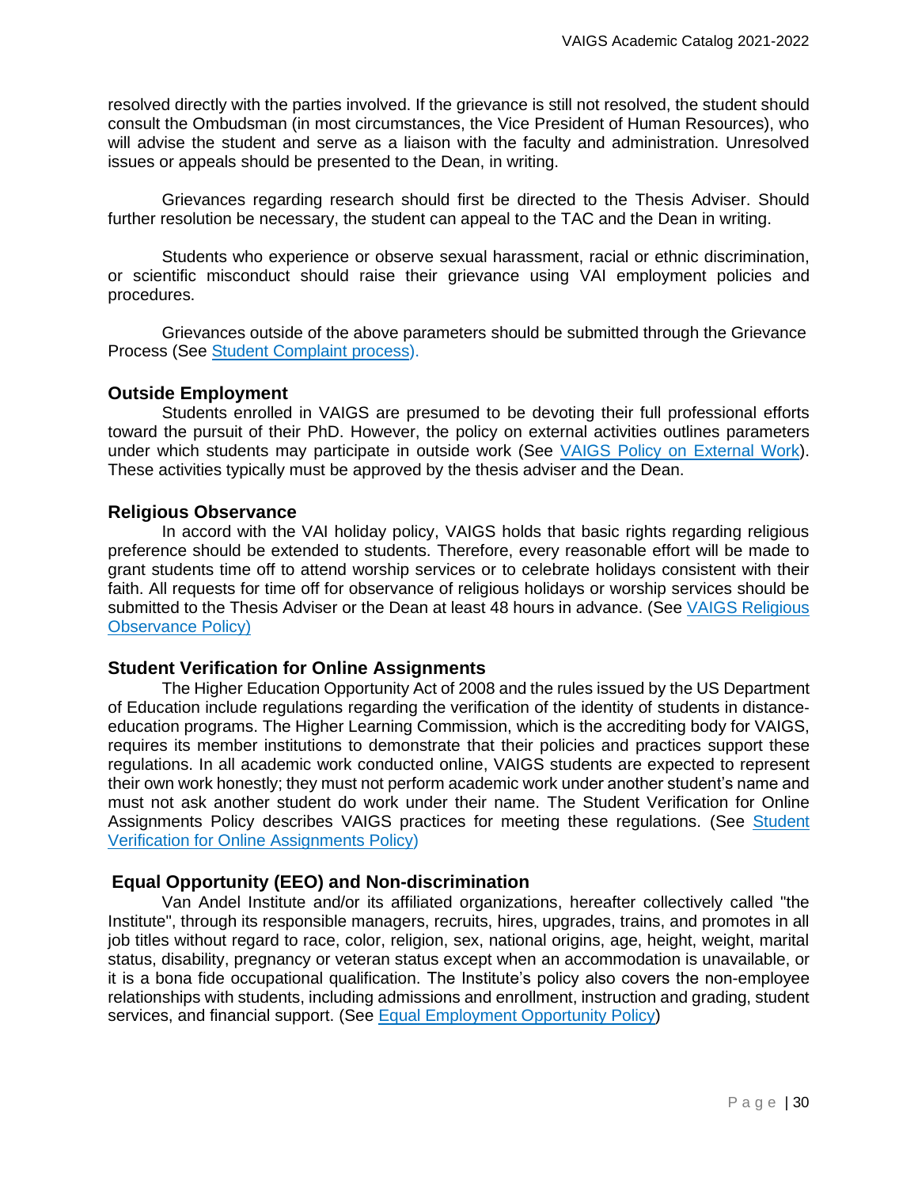resolved directly with the parties involved. If the grievance is still not resolved, the student should consult the Ombudsman (in most circumstances, the Vice President of Human Resources), who will advise the student and serve as a liaison with the faculty and administration. Unresolved issues or appeals should be presented to the Dean, in writing.

Grievances regarding research should first be directed to the Thesis Adviser. Should further resolution be necessary, the student can appeal to the TAC and the Dean in writing.

Students who experience or observe sexual harassment, racial or ethnic discrimination, or scientific misconduct should raise their grievance using VAI employment policies and procedures.

Grievances outside of the above parameters should be submitted through the Grievance Process (See Student Complaint process).

### Outside Employment

Students enrolled in VAIGS are presumed to be devoting their full professional efforts toward the pursuit of their PhD. However, the policy on external activities outlines parameters under which students may participate in outside work (See VAIGS Policy on External Work). These activities typically must be approved by the thesis adviser and the Dean.

### Religious Observance

In accord with the VAI holiday policy, VAIGS holds that basic rights regarding religious preference should be extended to students. Therefore, every reasonable effort will be made to grant students time off to attend worship services or to celebrate holidays consistent with their faith. All requests for time off for observance of religious holidays or worship services should be submitted to the Thesis Adviser or the Dean at least 48 hours in advance. (See VAIGS Religious Observance Policy)

### Student Verification for Online Assignments

The Higher Education Opportunity Act of 2008 and the rules issued by the US Department of Education include regulations regarding the verification of the identity of students in distance-education programs. The Higher Learning Commission, which is the accrediting body for VAIGS, requires its member institutions to demonstrate that their policies and practices support these regulations. In all academic work conducted online, VAIGS students are expected to represent their own work honestly; they must not perform academic work under another student's name and must not ask another student do work under their name. The Student Verification for Online Assignments Policy describes VAIGS practices for meeting these regulations. (See Student Verification for Online Assignments Policy)

### Equal Opportunity (EEO) and Non-discrimination

Van Andel Institute and/or its affiliated organizations, hereafter collectively called "the Institute", through its responsible managers, recruits, hires, upgrades, trains, and promotes in all job titles without regard to race, color, religion, sex, national origins, age, height, weight, marital status, disability, pregnancy or veteran status except when an accommodation is unavailable, or it is a bona fide occupational qualification. The Institute's policy also covers the non-employee relationships with students, including admissions and enrollment, instruction and grading, student services, and financial support. (See Equal Employment Opportunity Policy)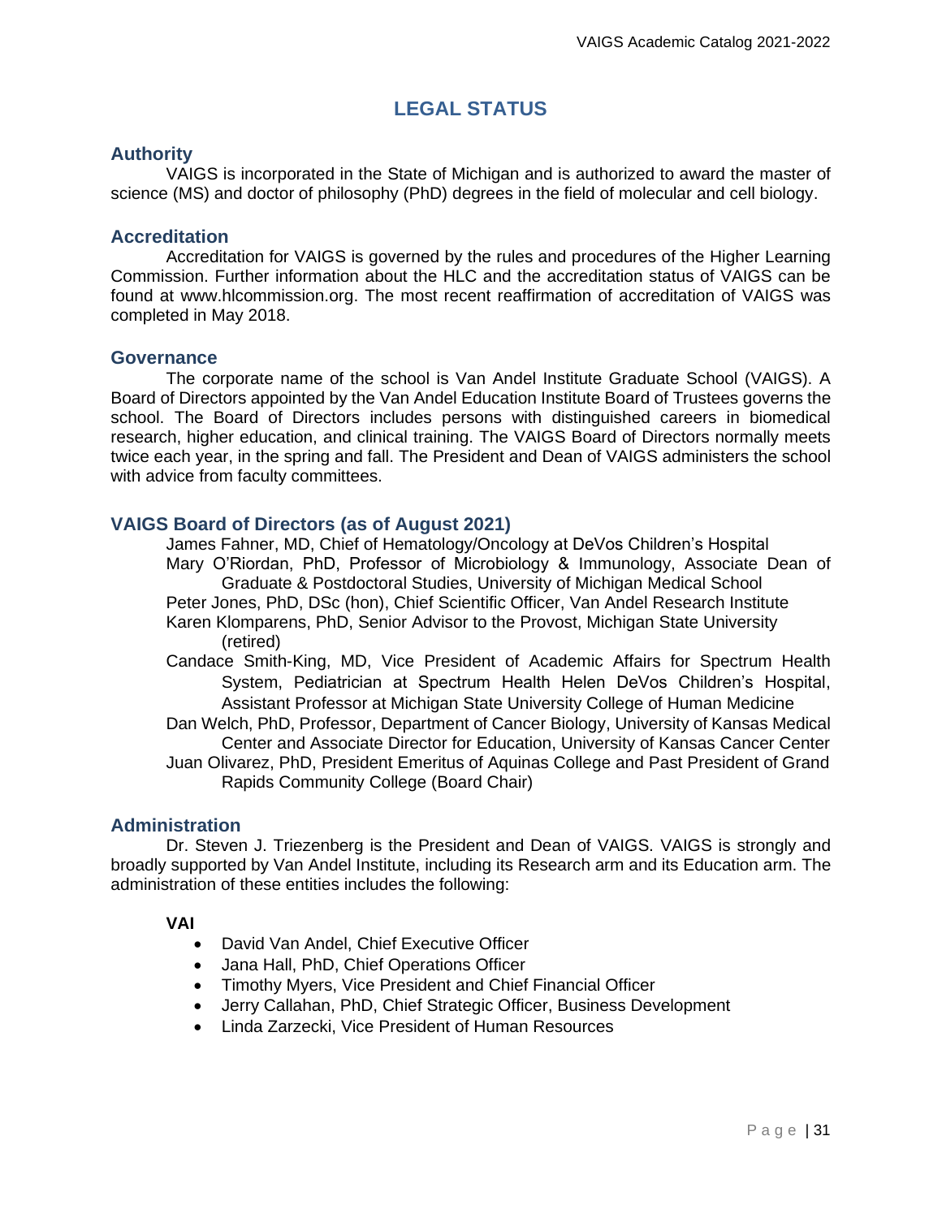# LEGAL STATUS

## Authority

VAIGS is incorporated in the State of Michigan and is authorized to award the master of science (MS) and doctor of philosophy (PhD) degrees in the field of molecular and cell biology.

## Accreditation

Accreditation for VAIGS is governed by the rules and procedures of the Higher Learning Commission. Further information about the HLC and the accreditation status of VAIGS can be found at www.hlcommission.org. The most recent reaffirmation of accreditation of VAIGS was completed in May 2018.

## Governance

The corporate name of the school is Van Andel Institute Graduate School (VAIGS). A Board of Directors appointed by the Van Andel Education Institute Board of Trustees governs the school. The Board of Directors includes persons with distinguished careers in biomedical research, higher education, and clinical training. The VAIGS Board of Directors normally meets twice each year, in the spring and fall. The President and Dean of VAIGS administers the school with advice from faculty committees.

## VAIGS Board of Directors (as of August 2021)

James Fahner, MD, Chief of Hematology/Oncology at DeVos Children's Hospital

Mary O'Riordan, PhD, Professor of Microbiology & Immunology, Associate Dean of Graduate & Postdoctoral Studies, University of Michigan Medical School

Peter Jones, PhD, DSc (hon), Chief Scientific Officer, Van Andel Research Institute

Karen Klomparens, PhD, Senior Advisor to the Provost, Michigan State University (retired)

Candace Smith-King, MD, Vice President of Academic Affairs for Spectrum Health System, Pediatrician at Spectrum Health Helen DeVos Children's Hospital, Assistant Professor at Michigan State University College of Human Medicine

Dan Welch, PhD, Professor, Department of Cancer Biology, University of Kansas Medical Center and Associate Director for Education, University of Kansas Cancer Center

Juan Olivarez, PhD, President Emeritus of Aquinas College and Past President of Grand Rapids Community College (Board Chair)

## Administration

Dr. Steven J. Triezenberg is the President and Dean of VAIGS. VAIGS is strongly and broadly supported by Van Andel Institute, including its Research arm and its Education arm. The administration of these entities includes the following:

**VAI**

- David Van Andel, Chief Executive Officer
- Jana Hall, PhD, Chief Operations Officer
- Timothy Myers, Vice President and Chief Financial Officer
- Jerry Callahan, PhD, Chief Strategic Officer, Business Development
- Linda Zarzecki, Vice President of Human Resources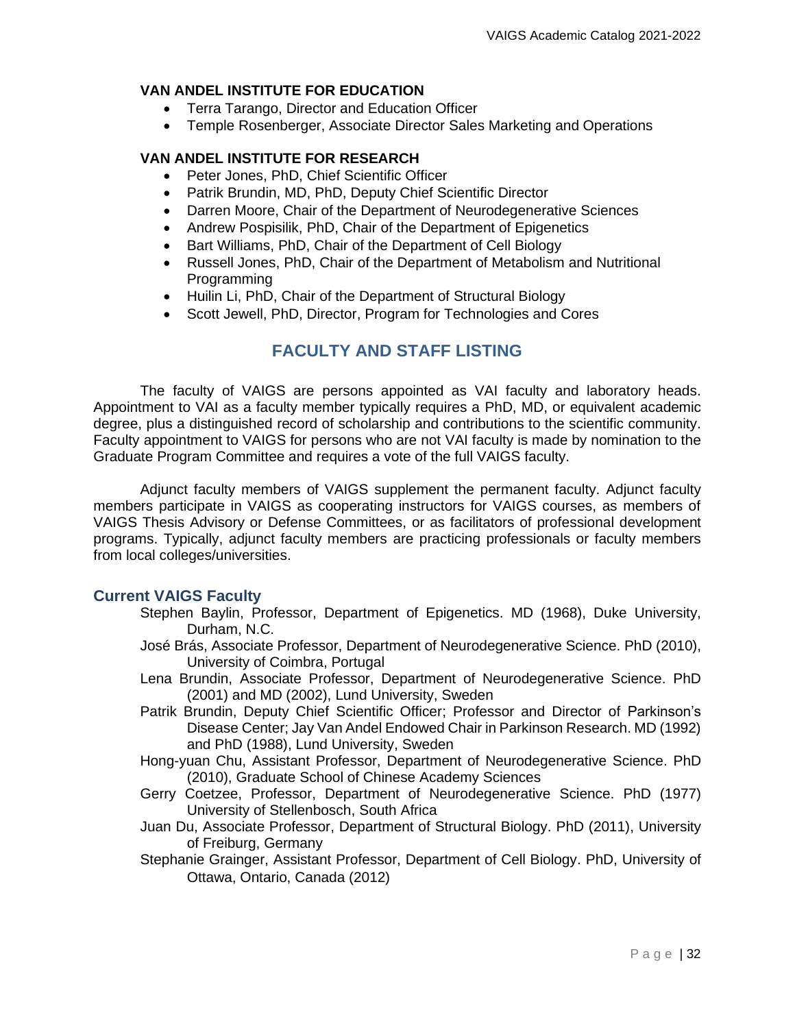**VAN ANDEL INSTITUTE FOR EDUCATION**

- Terra Tarango, Director and Education Officer
- Temple Rosenberger, Associate Director Sales Marketing and Operations

**VAN ANDEL INSTITUTE FOR RESEARCH**

- Peter Jones, PhD, Chief Scientific Officer
- Patrik Brundin, MD, PhD, Deputy Chief Scientific Director
- Darren Moore, Chair of the Department of Neurodegenerative Sciences
- Andrew Pospisilik, PhD, Chair of the Department of Epigenetics
- Bart Williams, PhD, Chair of the Department of Cell Biology
- Russell Jones, PhD, Chair of the Department of Metabolism and Nutritional Programming
- Huilin Li, PhD, Chair of the Department of Structural Biology
- Scott Jewell, PhD, Director, Program for Technologies and Cores

## FACULTY AND STAFF LISTING

The faculty of VAIGS are persons appointed as VAI faculty and laboratory heads. Appointment to VAI as a faculty member typically requires a PhD, MD, or equivalent academic degree, plus a distinguished record of scholarship and contributions to the scientific community. Faculty appointment to VAIGS for persons who are not VAI faculty is made by nomination to the Graduate Program Committee and requires a vote of the full VAIGS faculty.

Adjunct faculty members of VAIGS supplement the permanent faculty. Adjunct faculty members participate in VAIGS as cooperating instructors for VAIGS courses, as members of VAIGS Thesis Advisory or Defense Committees, or as facilitators of professional development programs. Typically, adjunct faculty members are practicing professionals or faculty members from local colleges/universities.

### Current VAIGS Faculty

Stephen Baylin, Professor, Department of Epigenetics. MD (1968), Duke University, Durham, N.C.

José Brás, Associate Professor, Department of Neurodegenerative Science. PhD (2010), University of Coimbra, Portugal

Lena Brundin, Associate Professor, Department of Neurodegenerative Science. PhD (2001) and MD (2002), Lund University, Sweden

Patrik Brundin, Deputy Chief Scientific Officer; Professor and Director of Parkinson's Disease Center; Jay Van Andel Endowed Chair in Parkinson Research. MD (1992) and PhD (1988), Lund University, Sweden

Hong-yuan Chu, Assistant Professor, Department of Neurodegenerative Science. PhD (2010), Graduate School of Chinese Academy Sciences

Gerry Coetzee, Professor, Department of Neurodegenerative Science. PhD (1977) University of Stellenbosch, South Africa

Juan Du, Associate Professor, Department of Structural Biology. PhD (2011), University of Freiburg, Germany

Stephanie Grainger, Assistant Professor, Department of Cell Biology. PhD, University of Ottawa, Ontario, Canada (2012)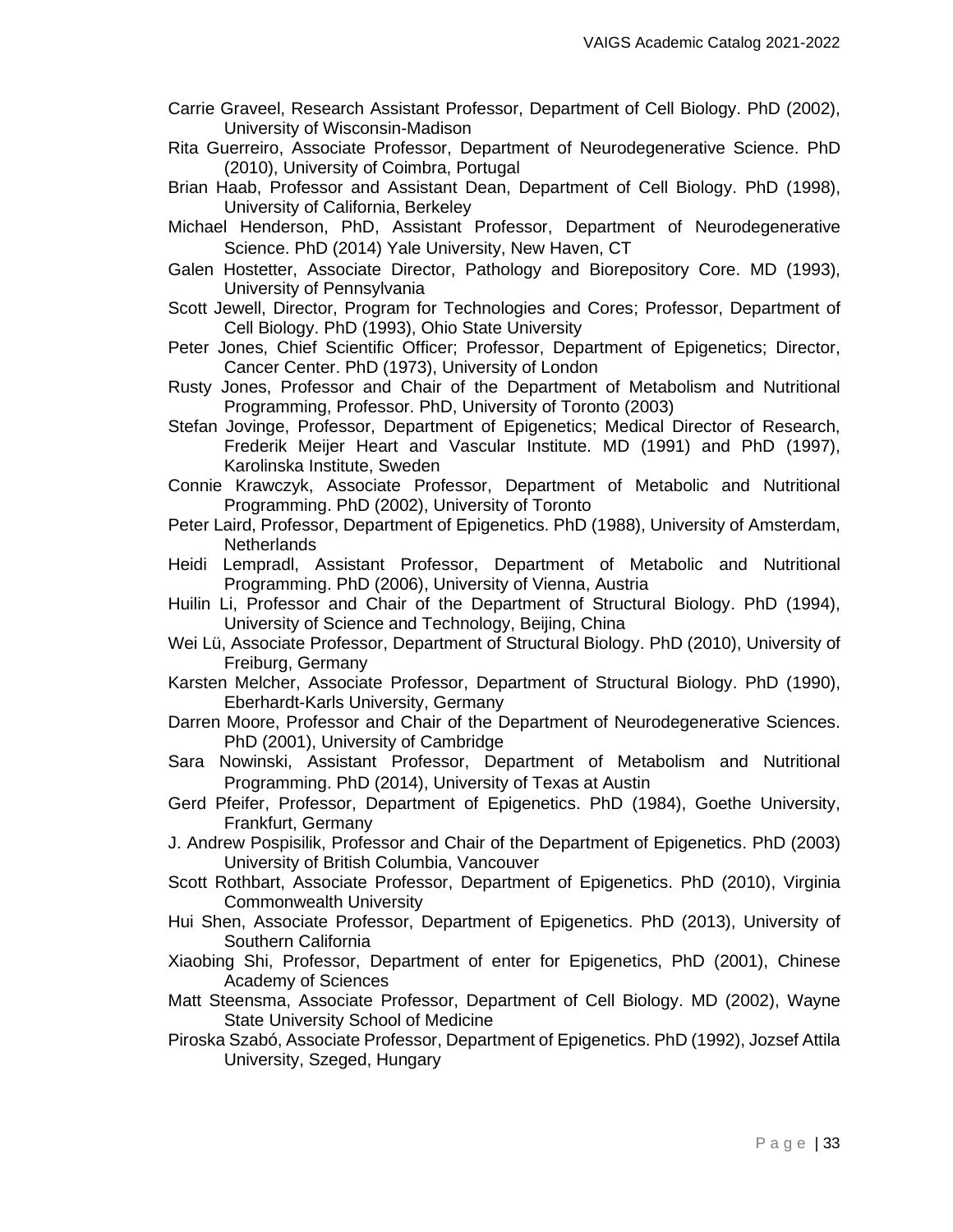Carrie Graveel, Research Assistant Professor, Department of Cell Biology. PhD (2002), University of Wisconsin-Madison

Rita Guerreiro, Associate Professor, Department of Neurodegenerative Science. PhD (2010), University of Coimbra, Portugal

Brian Haab, Professor and Assistant Dean, Department of Cell Biology. PhD (1998), University of California, Berkeley

Michael Henderson, PhD, Assistant Professor, Department of Neurodegenerative Science. PhD (2014) Yale University, New Haven, CT

Galen Hostetter, Associate Director, Pathology and Biorepository Core. MD (1993), University of Pennsylvania

Scott Jewell, Director, Program for Technologies and Cores; Professor, Department of Cell Biology. PhD (1993), Ohio State University

Peter Jones, Chief Scientific Officer; Professor, Department of Epigenetics; Director, Cancer Center. PhD (1973), University of London

Rusty Jones, Professor and Chair of the Department of Metabolism and Nutritional Programming, Professor. PhD, University of Toronto (2003)

Stefan Jovinge, Professor, Department of Epigenetics; Medical Director of Research, Frederik Meijer Heart and Vascular Institute. MD (1991) and PhD (1997), Karolinska Institute, Sweden

Connie Krawczyk, Associate Professor, Department of Metabolic and Nutritional Programming. PhD (2002), University of Toronto

Peter Laird, Professor, Department of Epigenetics. PhD (1988), University of Amsterdam, Netherlands

Heidi Lempradl, Assistant Professor, Department of Metabolic and Nutritional Programming. PhD (2006), University of Vienna, Austria

Huilin Li, Professor and Chair of the Department of Structural Biology. PhD (1994), University of Science and Technology, Beijing, China

Wei Lü, Associate Professor, Department of Structural Biology. PhD (2010), University of Freiburg, Germany

Karsten Melcher, Associate Professor, Department of Structural Biology. PhD (1990), Eberhardt-Karls University, Germany

Darren Moore, Professor and Chair of the Department of Neurodegenerative Sciences. PhD (2001), University of Cambridge

Sara Nowinski, Assistant Professor, Department of Metabolism and Nutritional Programming. PhD (2014), University of Texas at Austin

Gerd Pfeifer, Professor, Department of Epigenetics. PhD (1984), Goethe University, Frankfurt, Germany

J. Andrew Pospisilik, Professor and Chair of the Department of Epigenetics. PhD (2003) University of British Columbia, Vancouver

Scott Rothbart, Associate Professor, Department of Epigenetics. PhD (2010), Virginia Commonwealth University

Hui Shen, Associate Professor, Department of Epigenetics. PhD (2013), University of Southern California

Xiaobing Shi, Professor, Department of enter for Epigenetics, PhD (2001), Chinese Academy of Sciences

Matt Steensma, Associate Professor, Department of Cell Biology. MD (2002), Wayne State University School of Medicine

Piroska Szabó, Associate Professor, Department of Epigenetics. PhD (1992), Jozsef Attila University, Szeged, Hungary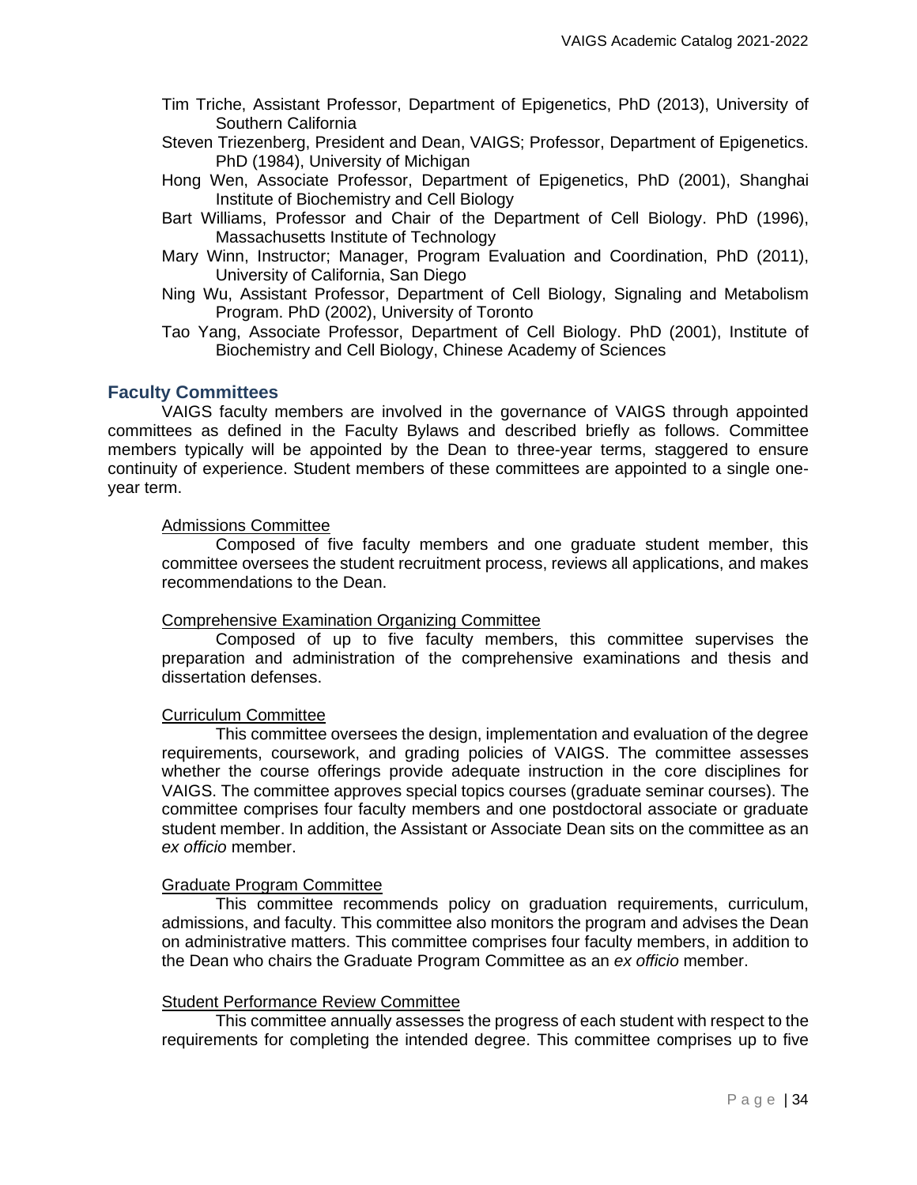Tim Triche, Assistant Professor, Department of Epigenetics, PhD (2013), University of Southern California

Steven Triezenberg, President and Dean, VAIGS; Professor, Department of Epigenetics. PhD (1984), University of Michigan

Hong Wen, Associate Professor, Department of Epigenetics, PhD (2001), Shanghai Institute of Biochemistry and Cell Biology

Bart Williams, Professor and Chair of the Department of Cell Biology. PhD (1996), Massachusetts Institute of Technology

Mary Winn, Instructor; Manager, Program Evaluation and Coordination, PhD (2011), University of California, San Diego

Ning Wu, Assistant Professor, Department of Cell Biology, Signaling and Metabolism Program. PhD (2002), University of Toronto

Tao Yang, Associate Professor, Department of Cell Biology. PhD (2001), Institute of Biochemistry and Cell Biology, Chinese Academy of Sciences

## Faculty Committees

VAIGS faculty members are involved in the governance of VAIGS through appointed committees as defined in the Faculty Bylaws and described briefly as follows. Committee members typically will be appointed by the Dean to three-year terms, staggered to ensure continuity of experience. Student members of these committees are appointed to a single one-year term.

### Admissions Committee

Composed of five faculty members and one graduate student member, this committee oversees the student recruitment process, reviews all applications, and makes recommendations to the Dean.

### Comprehensive Examination Organizing Committee

Composed of up to five faculty members, this committee supervises the preparation and administration of the comprehensive examinations and thesis and dissertation defenses.

### Curriculum Committee

This committee oversees the design, implementation and evaluation of the degree requirements, coursework, and grading policies of VAIGS. The committee assesses whether the course offerings provide adequate instruction in the core disciplines for VAIGS. The committee approves special topics courses (graduate seminar courses). The committee comprises four faculty members and one postdoctoral associate or graduate student member. In addition, the Assistant or Associate Dean sits on the committee as an *ex officio* member.

### Graduate Program Committee

This committee recommends policy on graduation requirements, curriculum, admissions, and faculty. This committee also monitors the program and advises the Dean on administrative matters. This committee comprises four faculty members, in addition to the Dean who chairs the Graduate Program Committee as an *ex officio* member.

### Student Performance Review Committee

This committee annually assesses the progress of each student with respect to the requirements for completing the intended degree. This committee comprises up to five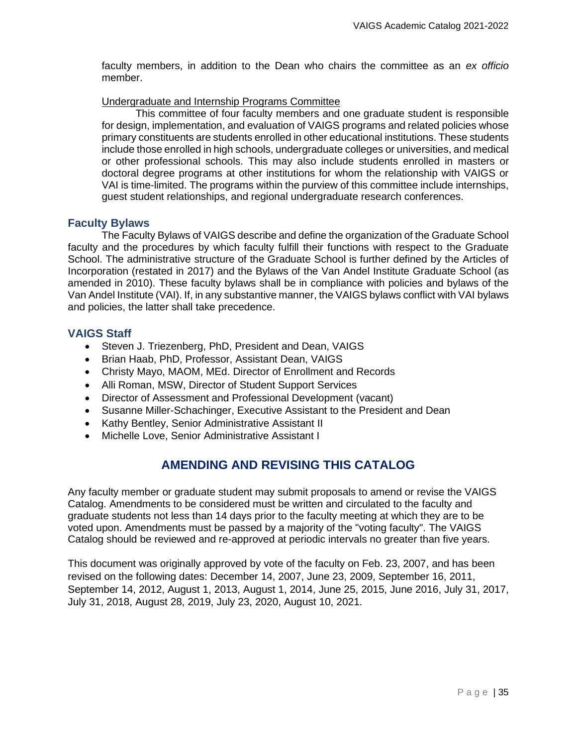faculty members, in addition to the Dean who chairs the committee as an *ex officio* member.

Undergraduate and Internship Programs Committee

This committee of four faculty members and one graduate student is responsible for design, implementation, and evaluation of VAIGS programs and related policies whose primary constituents are students enrolled in other educational institutions. These students include those enrolled in high schools, undergraduate colleges or universities, and medical or other professional schools. This may also include students enrolled in masters or doctoral degree programs at other institutions for whom the relationship with VAIGS or VAI is time-limited. The programs within the purview of this committee include internships, guest student relationships, and regional undergraduate research conferences.

### Faculty Bylaws

The Faculty Bylaws of VAIGS describe and define the organization of the Graduate School faculty and the procedures by which faculty fulfill their functions with respect to the Graduate School. The administrative structure of the Graduate School is further defined by the Articles of Incorporation (restated in 2017) and the Bylaws of the Van Andel Institute Graduate School (as amended in 2010). These faculty bylaws shall be in compliance with policies and bylaws of the Van Andel Institute (VAI). If, in any substantive manner, the VAIGS bylaws conflict with VAI bylaws and policies, the latter shall take precedence.

### VAIGS Staff

- Steven J. Triezenberg, PhD, President and Dean, VAIGS
- Brian Haab, PhD, Professor, Assistant Dean, VAIGS
- Christy Mayo, MAOM, MEd. Director of Enrollment and Records
- Alli Roman, MSW, Director of Student Support Services
- Director of Assessment and Professional Development (vacant)
- Susanne Miller-Schachinger, Executive Assistant to the President and Dean
- Kathy Bentley, Senior Administrative Assistant II
- Michelle Love, Senior Administrative Assistant I

## AMENDING AND REVISING THIS CATALOG

Any faculty member or graduate student may submit proposals to amend or revise the VAIGS Catalog. Amendments to be considered must be written and circulated to the faculty and graduate students not less than 14 days prior to the faculty meeting at which they are to be voted upon. Amendments must be passed by a majority of the "voting faculty". The VAIGS Catalog should be reviewed and re-approved at periodic intervals no greater than five years.

This document was originally approved by vote of the faculty on Feb. 23, 2007, and has been revised on the following dates: December 14, 2007, June 23, 2009, September 16, 2011, September 14, 2012, August 1, 2013, August 1, 2014, June 25, 2015, June 2016, July 31, 2017, July 31, 2018, August 28, 2019, July 23, 2020, August 10, 2021.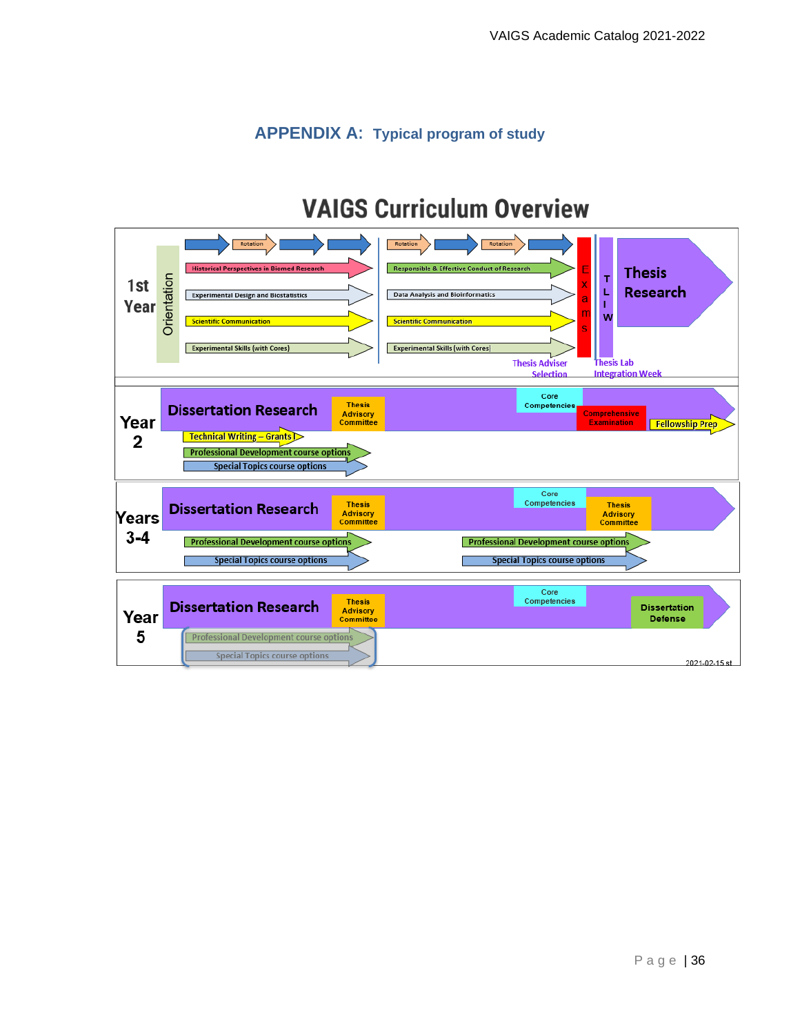## APPENDIX A: Typical program of study

# VAIGS Curriculum Overview

**1st Year**

Orientation

- Rotation
- Rotation
- Rotation
- Historical Perspectives in Biomed Research
- Responsible & Effective Conduct of Research
- Experimental Design and Biostatistics
- Data Analysis and Bioinformatics
- Scientific Communication
- Scientific Communication
- Experimental Skills (with Cores)
- Experimental Skills (with Cores)
- Exams
- TLIW
- Thesis Research
- Thesis Adviser Selection
- Thesis Lab Integration Week

**Year 2**

- Dissertation Research
- Thesis Advisory Committee
- Core Competencies
- Comprehensive Examination
- Fellowship Prep
- Technical Writing – Grants I
- Professional Development course options
- Special Topics course options

**Years 3-4**

- Dissertation Research
- Thesis Advisory Committee
- Core Competencies
- Thesis Advisory Committee
- Professional Development course options
- Special Topics course options
- Professional Development course options
- Special Topics course options

**Year 5**

- Dissertation Research
- Thesis Advisory Committee
- Core Competencies
- Dissertation Defense
- Professional Development course options
- Special Topics course options

2021-02-15 st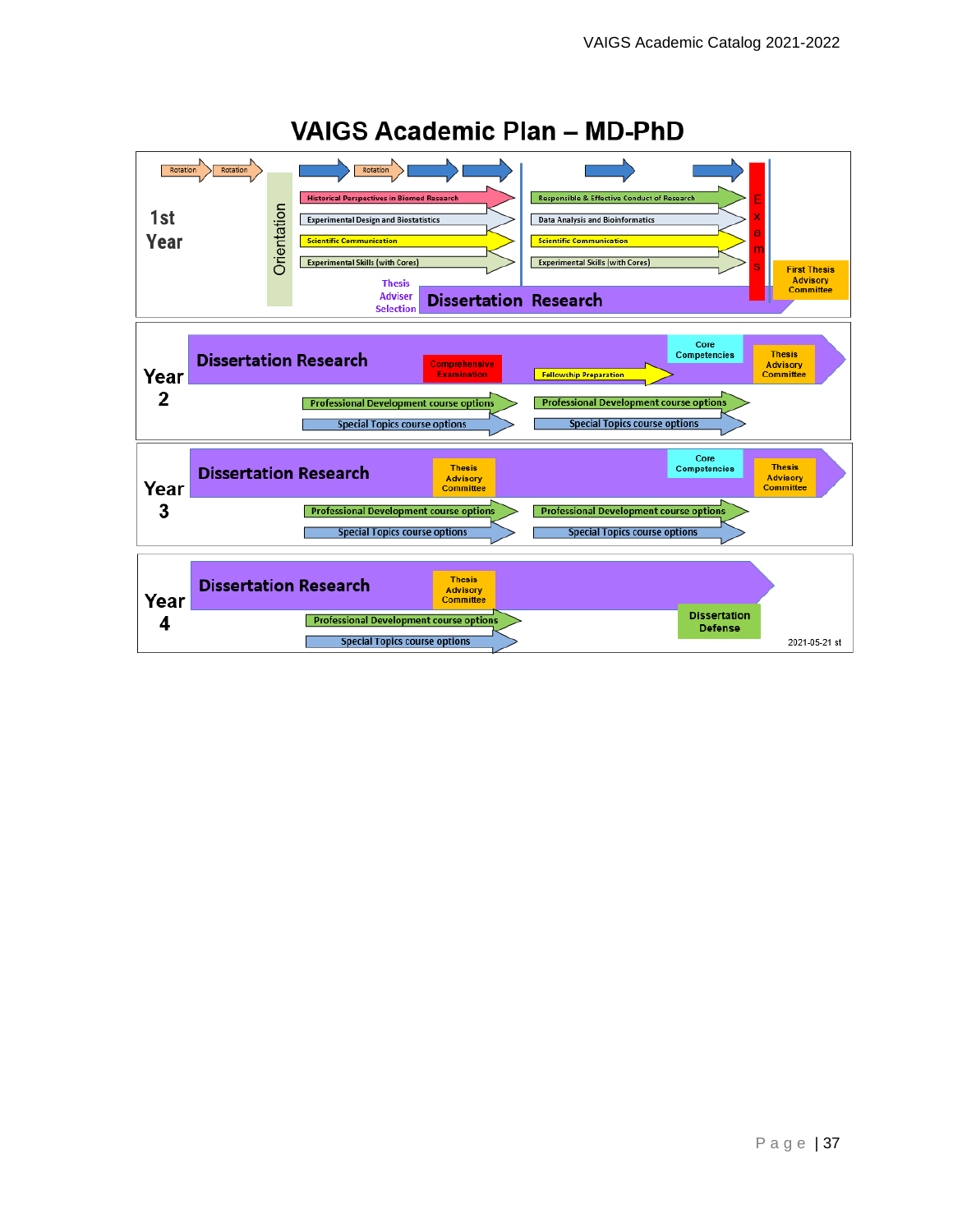# VAIGS Academic Plan – MD-PhD

**1st Year**

Rotation → Rotation → Orientation → Rotation

- Historical Perspectives in Biomed Research
- Experimental Design and Biostatistics
- Scientific Communication
- Experimental Skills (with Cores)

Thesis Adviser Selection

- Responsible & Effective Conduct of Research
- Data Analysis and Bioinformatics
- Scientific Communication
- Experimental Skills (with Cores)

Exams

First Thesis Advisory Committee

Dissertation Research

**Year 2**

Dissertation Research

- Comprehensive Examination
- Fellowship Preparation
- Core Competencies
- Thesis Advisory Committee
- Professional Development course options
- Special Topics course options
- Professional Development course options
- Special Topics course options

**Year 3**

Dissertation Research

- Thesis Advisory Committee
- Core Competencies
- Thesis Advisory Committee
- Professional Development course options
- Special Topics course options
- Professional Development course options
- Special Topics course options

**Year 4**

Dissertation Research

- Thesis Advisory Committee
- Professional Development course options
- Special Topics course options
- Dissertation Defense

2021-05-21 st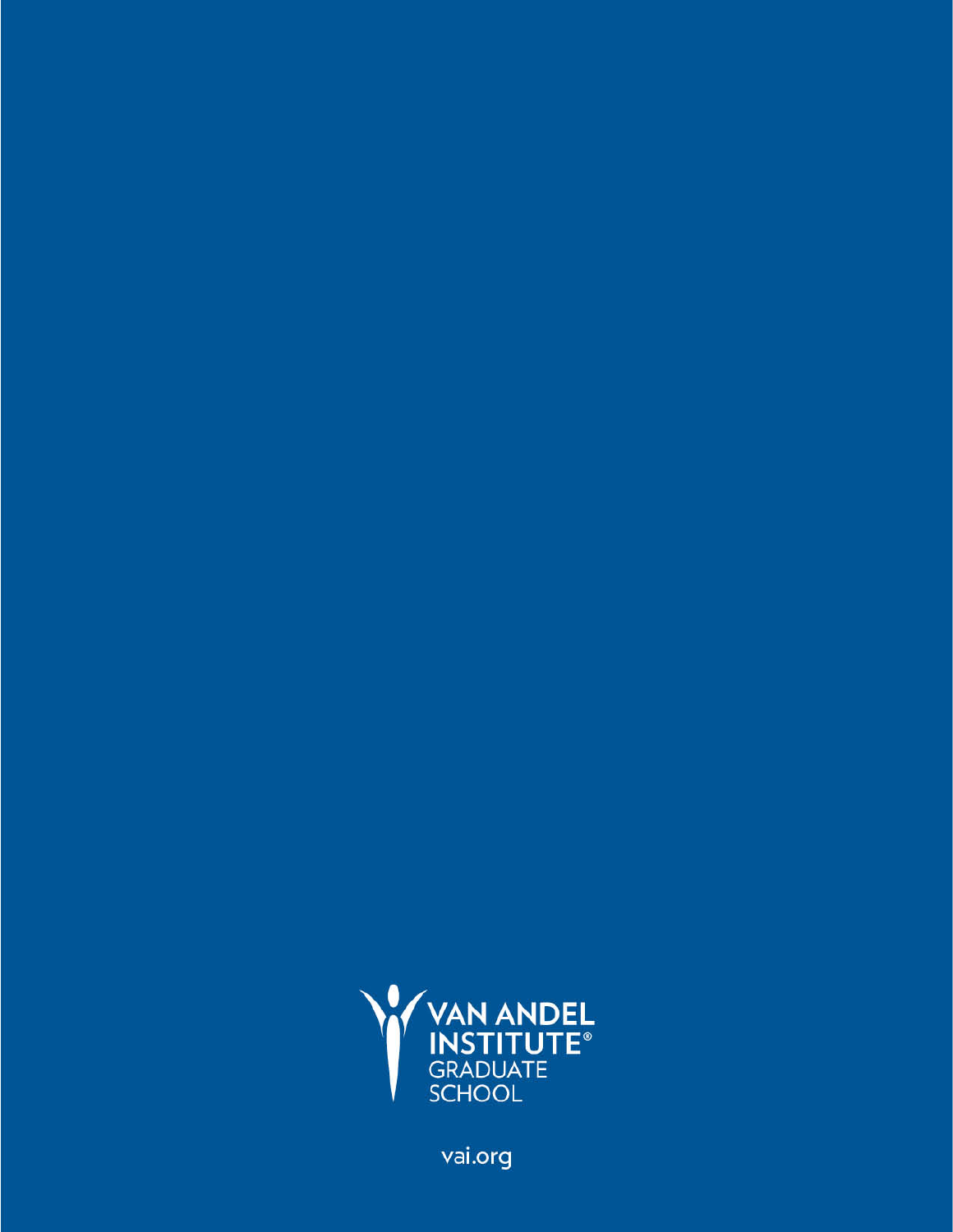VAN ANDEL INSTITUTE®
GRADUATE SCHOOL

vai.org